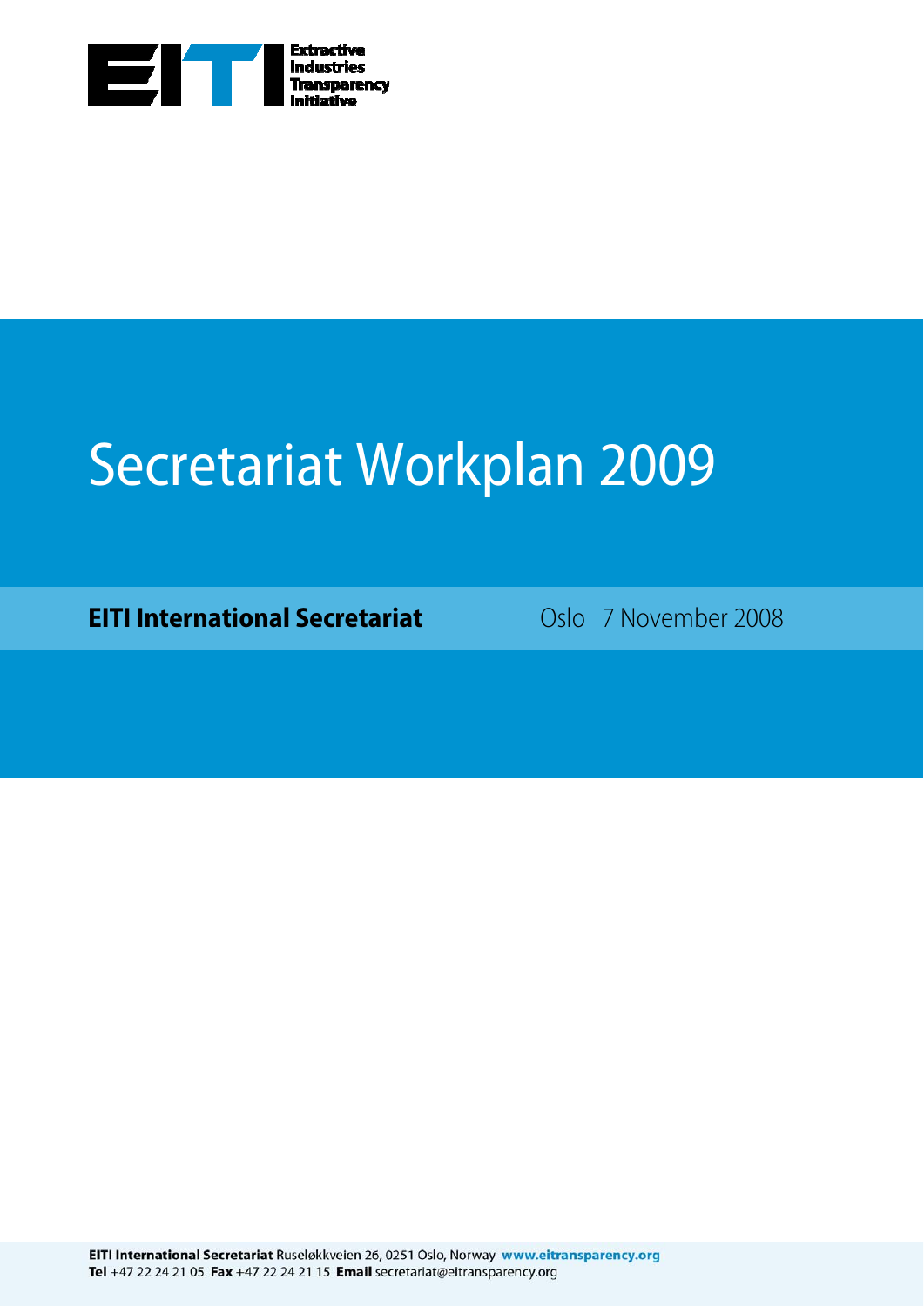Extractive Industries Transparency Initiative

# Secretariat Workplan 2009

**EITI International Secretariat** Oslo 7 November 2008

**EITI International Secretariat** Ruseløkkveien 26, 0251 Oslo, Norway **www.eitransparency.org**
**Tel** +47 22 24 21 05 **Fax** +47 22 24 21 15 **Email** secretariat@eitransparency.org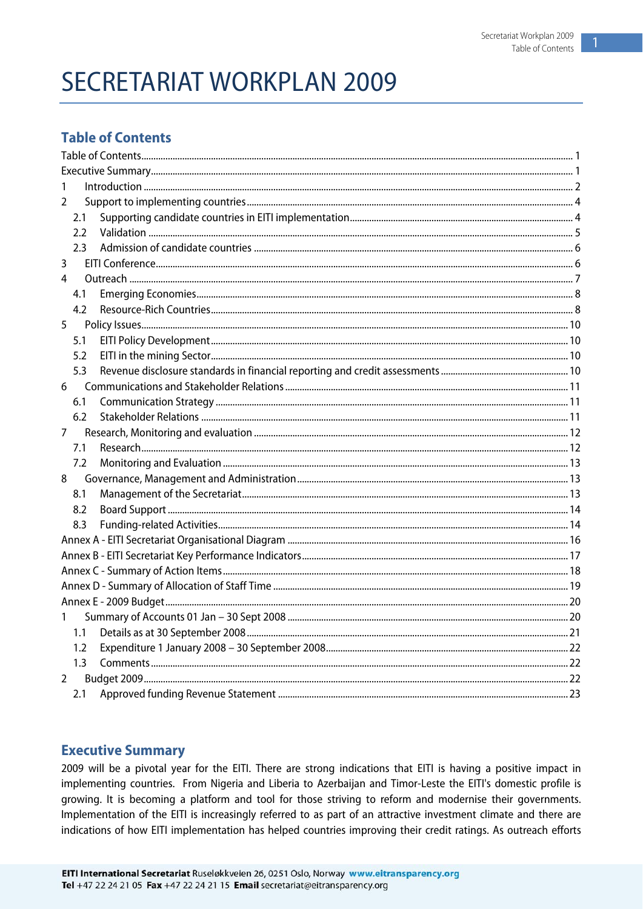# SECRETARIAT WORKPLAN 2009

## Table of Contents

Table of Contents ........ 1
Executive Summary ........ 1
1 Introduction ........ 2
2 Support to implementing countries ........ 4
  2.1 Supporting candidate countries in EITI implementation ........ 4
  2.2 Validation ........ 5
  2.3 Admission of candidate countries ........ 6
3 EITI Conference ........ 6
4 Outreach ........ 7
  4.1 Emerging Economies ........ 8
  4.2 Resource-Rich Countries ........ 8
5 Policy Issues ........ 10
  5.1 EITI Policy Development ........ 10
  5.2 EITI in the mining Sector ........ 10
  5.3 Revenue disclosure standards in financial reporting and credit assessments ........ 10
6 Communications and Stakeholder Relations ........ 11
  6.1 Communication Strategy ........ 11
  6.2 Stakeholder Relations ........ 11
7 Research, Monitoring and evaluation ........ 12
  7.1 Research ........ 12
  7.2 Monitoring and Evaluation ........ 13
8 Governance, Management and Administration ........ 13
  8.1 Management of the Secretariat ........ 13
  8.2 Board Support ........ 14
  8.3 Funding-related Activities ........ 14
Annex A - EITI Secretariat Organisational Diagram ........ 16
Annex B - EITI Secretariat Key Performance Indicators ........ 17
Annex C - Summary of Action Items ........ 18
Annex D - Summary of Allocation of Staff Time ........ 19
Annex E - 2009 Budget ........ 20
1 Summary of Accounts 01 Jan – 30 Sept 2008 ........ 20
  1.1 Details as at 30 September 2008 ........ 21
  1.2 Expenditure 1 January 2008 – 30 September 2008 ........ 22
  1.3 Comments ........ 22
2 Budget 2009 ........ 22
  2.1 Approved funding Revenue Statement ........ 23

## Executive Summary

2009 will be a pivotal year for the EITI. There are strong indications that EITI is having a positive impact in implementing countries. From Nigeria and Liberia to Azerbaijan and Timor-Leste the EITI's domestic profile is growing. It is becoming a platform and tool for those striving to reform and modernise their governments. Implementation of the EITI is increasingly referred to as part of an attractive investment climate and there are indications of how EITI implementation has helped countries improving their credit ratings. As outreach efforts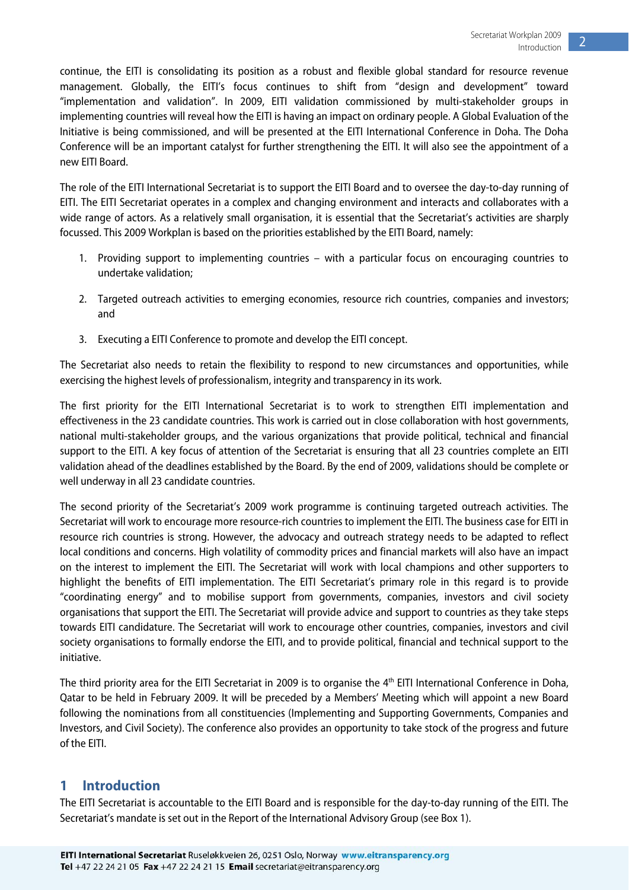continue, the EITI is consolidating its position as a robust and flexible global standard for resource revenue management. Globally, the EITI's focus continues to shift from "design and development" toward "implementation and validation". In 2009, EITI validation commissioned by multi-stakeholder groups in implementing countries will reveal how the EITI is having an impact on ordinary people. A Global Evaluation of the Initiative is being commissioned, and will be presented at the EITI International Conference in Doha. The Doha Conference will be an important catalyst for further strengthening the EITI. It will also see the appointment of a new EITI Board.

The role of the EITI International Secretariat is to support the EITI Board and to oversee the day-to-day running of EITI. The EITI Secretariat operates in a complex and changing environment and interacts and collaborates with a wide range of actors. As a relatively small organisation, it is essential that the Secretariat's activities are sharply focussed. This 2009 Workplan is based on the priorities established by the EITI Board, namely:

1. Providing support to implementing countries – with a particular focus on encouraging countries to undertake validation;
2. Targeted outreach activities to emerging economies, resource rich countries, companies and investors; and
3. Executing a EITI Conference to promote and develop the EITI concept.

The Secretariat also needs to retain the flexibility to respond to new circumstances and opportunities, while exercising the highest levels of professionalism, integrity and transparency in its work.

The first priority for the EITI International Secretariat is to work to strengthen EITI implementation and effectiveness in the 23 candidate countries. This work is carried out in close collaboration with host governments, national multi-stakeholder groups, and the various organizations that provide political, technical and financial support to the EITI. A key focus of attention of the Secretariat is ensuring that all 23 countries complete an EITI validation ahead of the deadlines established by the Board. By the end of 2009, validations should be complete or well underway in all 23 candidate countries.

The second priority of the Secretariat's 2009 work programme is continuing targeted outreach activities. The Secretariat will work to encourage more resource-rich countries to implement the EITI. The business case for EITI in resource rich countries is strong. However, the advocacy and outreach strategy needs to be adapted to reflect local conditions and concerns. High volatility of commodity prices and financial markets will also have an impact on the interest to implement the EITI. The Secretariat will work with local champions and other supporters to highlight the benefits of EITI implementation. The EITI Secretariat's primary role in this regard is to provide "coordinating energy" and to mobilise support from governments, companies, investors and civil society organisations that support the EITI. The Secretariat will provide advice and support to countries as they take steps towards EITI candidature. The Secretariat will work to encourage other countries, companies, investors and civil society organisations to formally endorse the EITI, and to provide political, financial and technical support to the initiative.

The third priority area for the EITI Secretariat in 2009 is to organise the 4th EITI International Conference in Doha, Qatar to be held in February 2009. It will be preceded by a Members' Meeting which will appoint a new Board following the nominations from all constituencies (Implementing and Supporting Governments, Companies and Investors, and Civil Society). The conference also provides an opportunity to take stock of the progress and future of the EITI.

# 1 Introduction

The EITI Secretariat is accountable to the EITI Board and is responsible for the day-to-day running of the EITI. The Secretariat's mandate is set out in the Report of the International Advisory Group (see Box 1).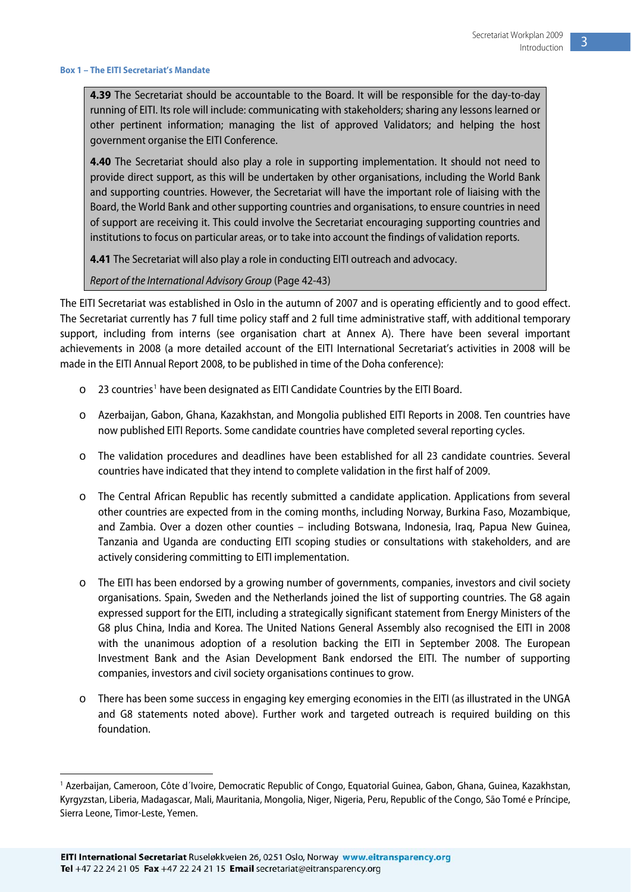**Box 1 – The EITI Secretariat's Mandate**

> **4.39** The Secretariat should be accountable to the Board. It will be responsible for the day-to-day running of EITI. Its role will include: communicating with stakeholders; sharing any lessons learned or other pertinent information; managing the list of approved Validators; and helping the host government organise the EITI Conference.
>
> **4.40** The Secretariat should also play a role in supporting implementation. It should not need to provide direct support, as this will be undertaken by other organisations, including the World Bank and supporting countries. However, the Secretariat will have the important role of liaising with the Board, the World Bank and other supporting countries and organisations, to ensure countries in need of support are receiving it. This could involve the Secretariat encouraging supporting countries and institutions to focus on particular areas, or to take into account the findings of validation reports.
>
> **4.41** The Secretariat will also play a role in conducting EITI outreach and advocacy.
>
> *Report of the International Advisory Group* (Page 42-43)

The EITI Secretariat was established in Oslo in the autumn of 2007 and is operating efficiently and to good effect. The Secretariat currently has 7 full time policy staff and 2 full time administrative staff, with additional temporary support, including from interns (see organisation chart at Annex A). There have been several important achievements in 2008 (a more detailed account of the EITI International Secretariat's activities in 2008 will be made in the EITI Annual Report 2008, to be published in time of the Doha conference):

- 23 countries[1] have been designated as EITI Candidate Countries by the EITI Board.
- Azerbaijan, Gabon, Ghana, Kazakhstan, and Mongolia published EITI Reports in 2008. Ten countries have now published EITI Reports. Some candidate countries have completed several reporting cycles.
- The validation procedures and deadlines have been established for all 23 candidate countries. Several countries have indicated that they intend to complete validation in the first half of 2009.
- The Central African Republic has recently submitted a candidate application. Applications from several other countries are expected from in the coming months, including Norway, Burkina Faso, Mozambique, and Zambia. Over a dozen other counties – including Botswana, Indonesia, Iraq, Papua New Guinea, Tanzania and Uganda are conducting EITI scoping studies or consultations with stakeholders, and are actively considering committing to EITI implementation.
- The EITI has been endorsed by a growing number of governments, companies, investors and civil society organisations. Spain, Sweden and the Netherlands joined the list of supporting countries. The G8 again expressed support for the EITI, including a strategically significant statement from Energy Ministers of the G8 plus China, India and Korea. The United Nations General Assembly also recognised the EITI in 2008 with the unanimous adoption of a resolution backing the EITI in September 2008. The European Investment Bank and the Asian Development Bank endorsed the EITI. The number of supporting companies, investors and civil society organisations continues to grow.
- There has been some success in engaging key emerging economies in the EITI (as illustrated in the UNGA and G8 statements noted above). Further work and targeted outreach is required building on this foundation.

[1] Azerbaijan, Cameroon, Côte d´Ivoire, Democratic Republic of Congo, Equatorial Guinea, Gabon, Ghana, Guinea, Kazakhstan, Kyrgyzstan, Liberia, Madagascar, Mali, Mauritania, Mongolia, Niger, Nigeria, Peru, Republic of the Congo, São Tomé e Príncipe, Sierra Leone, Timor-Leste, Yemen.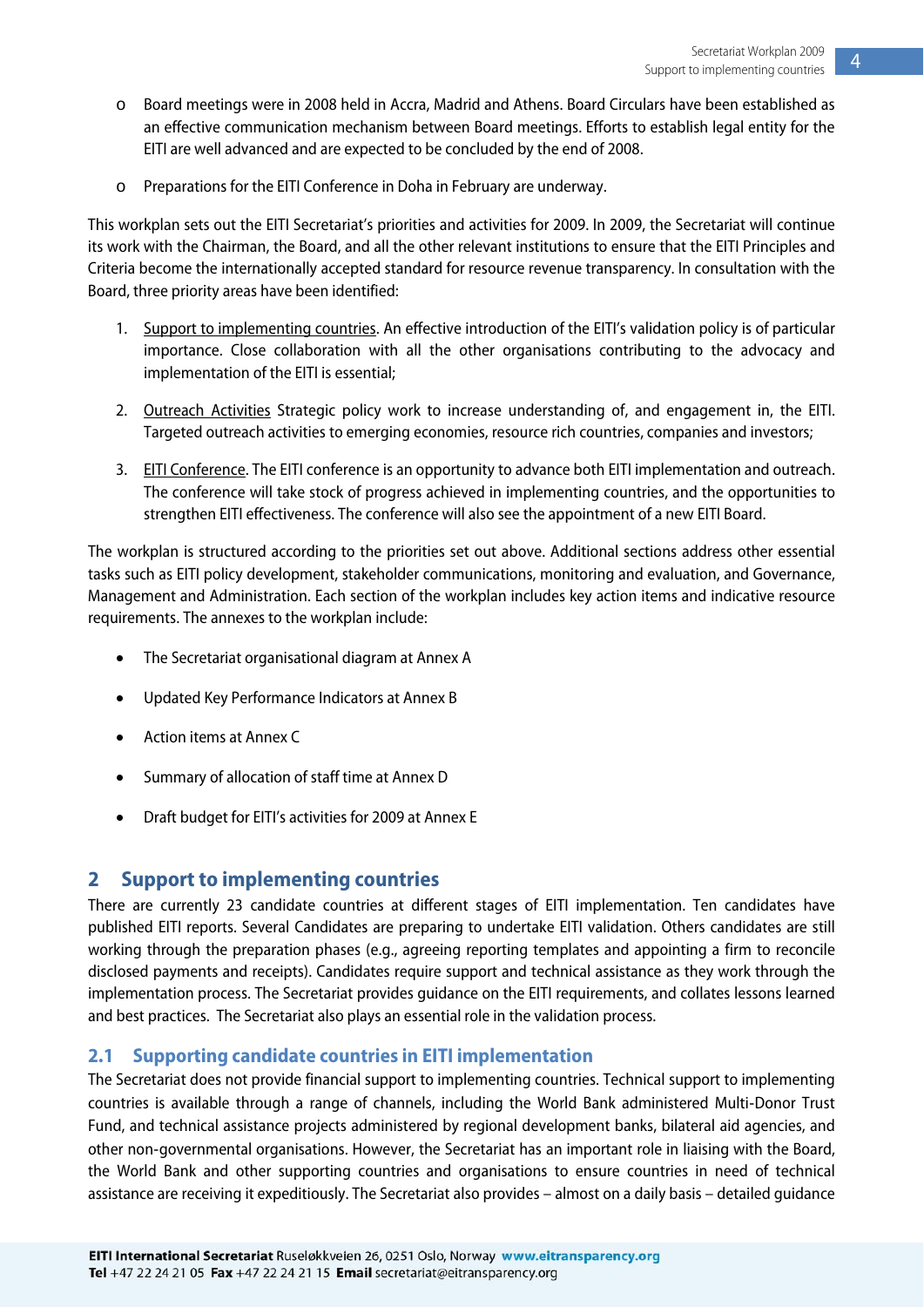- Board meetings were in 2008 held in Accra, Madrid and Athens. Board Circulars have been established as an effective communication mechanism between Board meetings. Efforts to establish legal entity for the EITI are well advanced and are expected to be concluded by the end of 2008.
- Preparations for the EITI Conference in Doha in February are underway.

This workplan sets out the EITI Secretariat's priorities and activities for 2009. In 2009, the Secretariat will continue its work with the Chairman, the Board, and all the other relevant institutions to ensure that the EITI Principles and Criteria become the internationally accepted standard for resource revenue transparency. In consultation with the Board, three priority areas have been identified:

1. Support to implementing countries. An effective introduction of the EITI's validation policy is of particular importance. Close collaboration with all the other organisations contributing to the advocacy and implementation of the EITI is essential;
2. Outreach Activities Strategic policy work to increase understanding of, and engagement in, the EITI. Targeted outreach activities to emerging economies, resource rich countries, companies and investors;
3. EITI Conference. The EITI conference is an opportunity to advance both EITI implementation and outreach. The conference will take stock of progress achieved in implementing countries, and the opportunities to strengthen EITI effectiveness. The conference will also see the appointment of a new EITI Board.

The workplan is structured according to the priorities set out above. Additional sections address other essential tasks such as EITI policy development, stakeholder communications, monitoring and evaluation, and Governance, Management and Administration. Each section of the workplan includes key action items and indicative resource requirements. The annexes to the workplan include:

- The Secretariat organisational diagram at Annex A
- Updated Key Performance Indicators at Annex B
- Action items at Annex C
- Summary of allocation of staff time at Annex D
- Draft budget for EITI's activities for 2009 at Annex E

## 2 Support to implementing countries

There are currently 23 candidate countries at different stages of EITI implementation. Ten candidates have published EITI reports. Several Candidates are preparing to undertake EITI validation. Others candidates are still working through the preparation phases (e.g., agreeing reporting templates and appointing a firm to reconcile disclosed payments and receipts). Candidates require support and technical assistance as they work through the implementation process. The Secretariat provides guidance on the EITI requirements, and collates lessons learned and best practices. The Secretariat also plays an essential role in the validation process.

### 2.1 Supporting candidate countries in EITI implementation

The Secretariat does not provide financial support to implementing countries. Technical support to implementing countries is available through a range of channels, including the World Bank administered Multi-Donor Trust Fund, and technical assistance projects administered by regional development banks, bilateral aid agencies, and other non-governmental organisations. However, the Secretariat has an important role in liaising with the Board, the World Bank and other supporting countries and organisations to ensure countries in need of technical assistance are receiving it expeditiously. The Secretariat also provides – almost on a daily basis – detailed guidance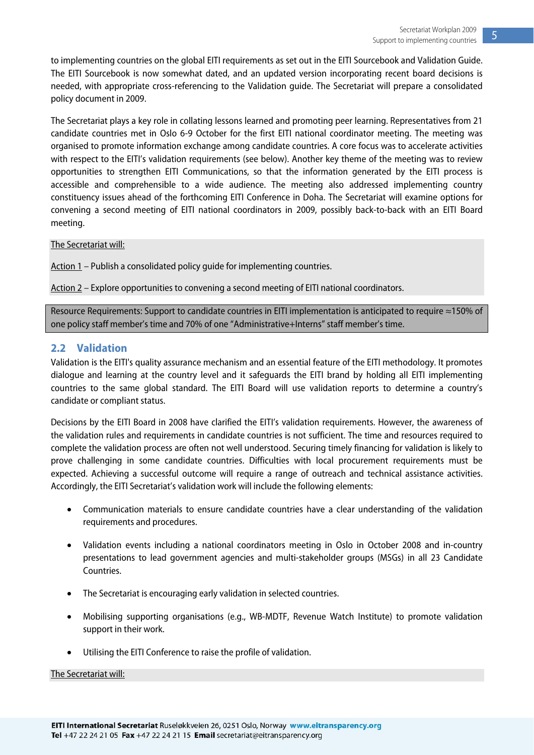to implementing countries on the global EITI requirements as set out in the EITI Sourcebook and Validation Guide. The EITI Sourcebook is now somewhat dated, and an updated version incorporating recent board decisions is needed, with appropriate cross-referencing to the Validation guide. The Secretariat will prepare a consolidated policy document in 2009.

The Secretariat plays a key role in collating lessons learned and promoting peer learning. Representatives from 21 candidate countries met in Oslo 6-9 October for the first EITI national coordinator meeting. The meeting was organised to promote information exchange among candidate countries. A core focus was to accelerate activities with respect to the EITI's validation requirements (see below). Another key theme of the meeting was to review opportunities to strengthen EITI Communications, so that the information generated by the EITI process is accessible and comprehensible to a wide audience. The meeting also addressed implementing country constituency issues ahead of the forthcoming EITI Conference in Doha. The Secretariat will examine options for convening a second meeting of EITI national coordinators in 2009, possibly back-to-back with an EITI Board meeting.

The Secretariat will:

Action 1 – Publish a consolidated policy guide for implementing countries.

Action 2 – Explore opportunities to convening a second meeting of EITI national coordinators.

Resource Requirements: Support to candidate countries in EITI implementation is anticipated to require ≈150% of one policy staff member's time and 70% of one "Administrative+Interns" staff member's time.

## 2.2 Validation

Validation is the EITI's quality assurance mechanism and an essential feature of the EITI methodology. It promotes dialogue and learning at the country level and it safeguards the EITI brand by holding all EITI implementing countries to the same global standard. The EITI Board will use validation reports to determine a country's candidate or compliant status.

Decisions by the EITI Board in 2008 have clarified the EITI's validation requirements. However, the awareness of the validation rules and requirements in candidate countries is not sufficient. The time and resources required to complete the validation process are often not well understood. Securing timely financing for validation is likely to prove challenging in some candidate countries. Difficulties with local procurement requirements must be expected. Achieving a successful outcome will require a range of outreach and technical assistance activities. Accordingly, the EITI Secretariat's validation work will include the following elements:

- Communication materials to ensure candidate countries have a clear understanding of the validation requirements and procedures.
- Validation events including a national coordinators meeting in Oslo in October 2008 and in-country presentations to lead government agencies and multi-stakeholder groups (MSGs) in all 23 Candidate Countries.
- The Secretariat is encouraging early validation in selected countries.
- Mobilising supporting organisations (e.g., WB-MDTF, Revenue Watch Institute) to promote validation support in their work.
- Utilising the EITI Conference to raise the profile of validation.

The Secretariat will: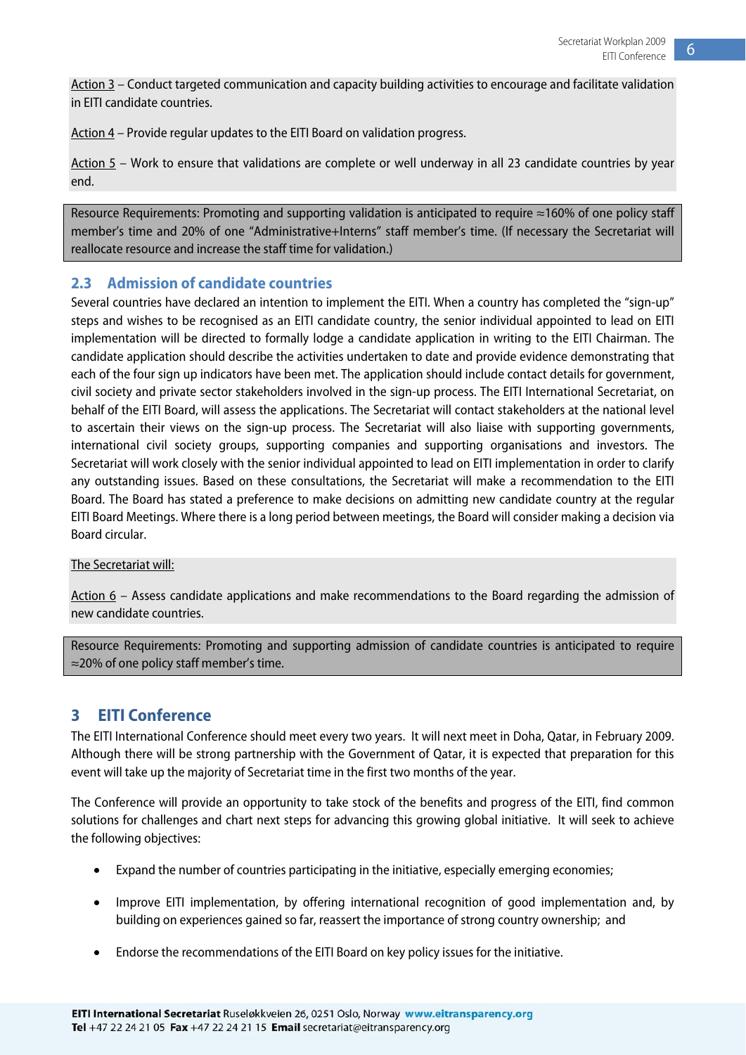Action 3 – Conduct targeted communication and capacity building activities to encourage and facilitate validation in EITI candidate countries.

Action 4 – Provide regular updates to the EITI Board on validation progress.

Action 5 – Work to ensure that validations are complete or well underway in all 23 candidate countries by year end.

Resource Requirements: Promoting and supporting validation is anticipated to require ≈160% of one policy staff member's time and 20% of one "Administrative+Interns" staff member's time. (If necessary the Secretariat will reallocate resource and increase the staff time for validation.)

## 2.3 Admission of candidate countries

Several countries have declared an intention to implement the EITI. When a country has completed the "sign-up" steps and wishes to be recognised as an EITI candidate country, the senior individual appointed to lead on EITI implementation will be directed to formally lodge a candidate application in writing to the EITI Chairman. The candidate application should describe the activities undertaken to date and provide evidence demonstrating that each of the four sign up indicators have been met. The application should include contact details for government, civil society and private sector stakeholders involved in the sign-up process. The EITI International Secretariat, on behalf of the EITI Board, will assess the applications. The Secretariat will contact stakeholders at the national level to ascertain their views on the sign-up process. The Secretariat will also liaise with supporting governments, international civil society groups, supporting companies and supporting organisations and investors. The Secretariat will work closely with the senior individual appointed to lead on EITI implementation in order to clarify any outstanding issues. Based on these consultations, the Secretariat will make a recommendation to the EITI Board. The Board has stated a preference to make decisions on admitting new candidate country at the regular EITI Board Meetings. Where there is a long period between meetings, the Board will consider making a decision via Board circular.

The Secretariat will:

Action 6 – Assess candidate applications and make recommendations to the Board regarding the admission of new candidate countries.

Resource Requirements: Promoting and supporting admission of candidate countries is anticipated to require ≈20% of one policy staff member's time.

# 3 EITI Conference

The EITI International Conference should meet every two years. It will next meet in Doha, Qatar, in February 2009. Although there will be strong partnership with the Government of Qatar, it is expected that preparation for this event will take up the majority of Secretariat time in the first two months of the year.

The Conference will provide an opportunity to take stock of the benefits and progress of the EITI, find common solutions for challenges and chart next steps for advancing this growing global initiative. It will seek to achieve the following objectives:

- Expand the number of countries participating in the initiative, especially emerging economies;
- Improve EITI implementation, by offering international recognition of good implementation and, by building on experiences gained so far, reassert the importance of strong country ownership; and
- Endorse the recommendations of the EITI Board on key policy issues for the initiative.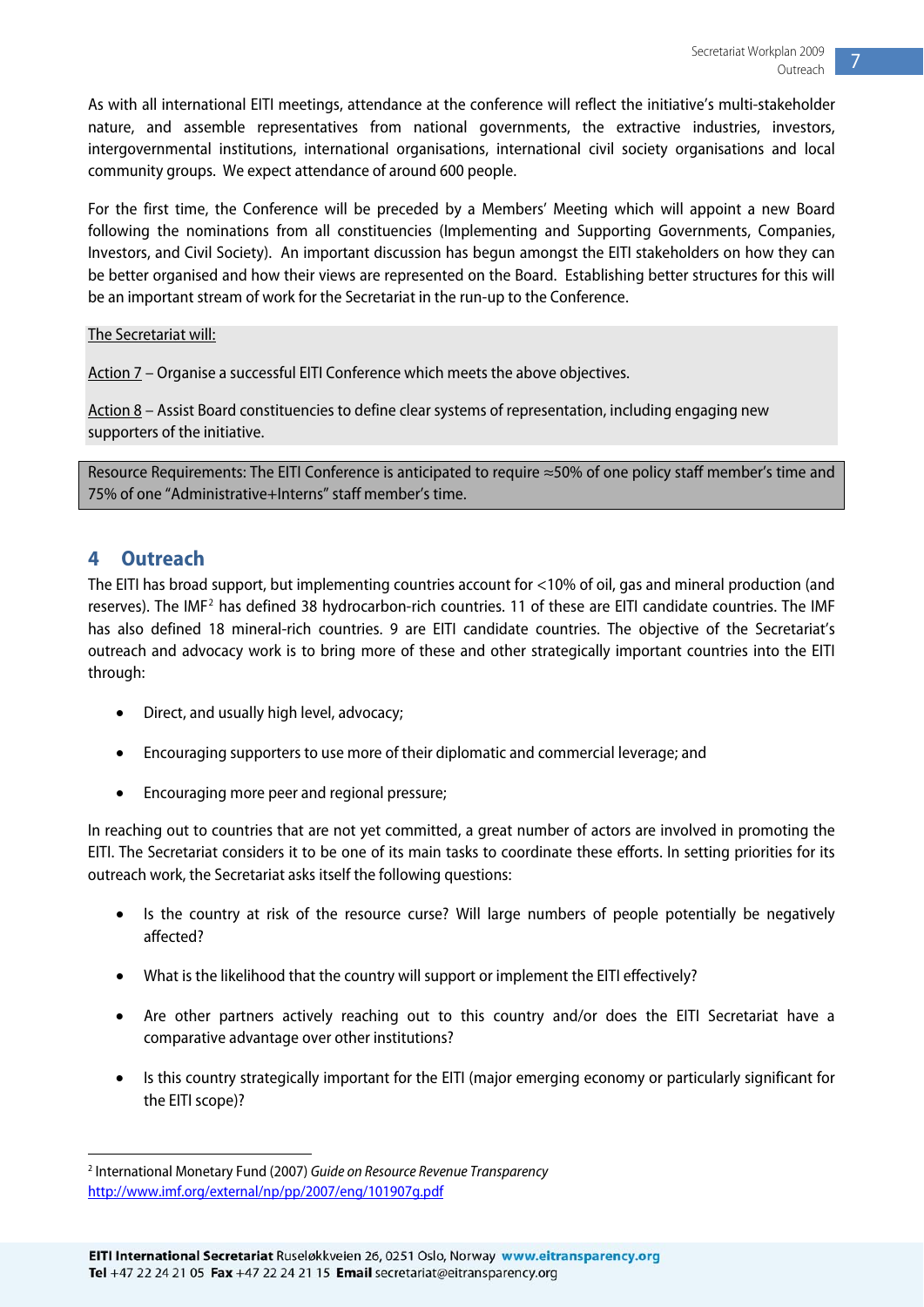As with all international EITI meetings, attendance at the conference will reflect the initiative's multi-stakeholder nature, and assemble representatives from national governments, the extractive industries, investors, intergovernmental institutions, international organisations, international civil society organisations and local community groups. We expect attendance of around 600 people.

For the first time, the Conference will be preceded by a Members' Meeting which will appoint a new Board following the nominations from all constituencies (Implementing and Supporting Governments, Companies, Investors, and Civil Society). An important discussion has begun amongst the EITI stakeholders on how they can be better organised and how their views are represented on the Board. Establishing better structures for this will be an important stream of work for the Secretariat in the run-up to the Conference.

The Secretariat will:

Action 7 – Organise a successful EITI Conference which meets the above objectives.

Action 8 – Assist Board constituencies to define clear systems of representation, including engaging new supporters of the initiative.

Resource Requirements: The EITI Conference is anticipated to require ≈50% of one policy staff member's time and 75% of one "Administrative+Interns" staff member's time.

## 4 Outreach

The EITI has broad support, but implementing countries account for <10% of oil, gas and mineral production (and reserves). The IMF[2] has defined 38 hydrocarbon-rich countries. 11 of these are EITI candidate countries. The IMF has also defined 18 mineral-rich countries. 9 are EITI candidate countries. The objective of the Secretariat's outreach and advocacy work is to bring more of these and other strategically important countries into the EITI through:

- Direct, and usually high level, advocacy;
- Encouraging supporters to use more of their diplomatic and commercial leverage; and
- Encouraging more peer and regional pressure;

In reaching out to countries that are not yet committed, a great number of actors are involved in promoting the EITI. The Secretariat considers it to be one of its main tasks to coordinate these efforts. In setting priorities for its outreach work, the Secretariat asks itself the following questions:

- Is the country at risk of the resource curse? Will large numbers of people potentially be negatively affected?
- What is the likelihood that the country will support or implement the EITI effectively?
- Are other partners actively reaching out to this country and/or does the EITI Secretariat have a comparative advantage over other institutions?
- Is this country strategically important for the EITI (major emerging economy or particularly significant for the EITI scope)?

[2] International Monetary Fund (2007) *Guide on Resource Revenue Transparency* http://www.imf.org/external/np/pp/2007/eng/101907g.pdf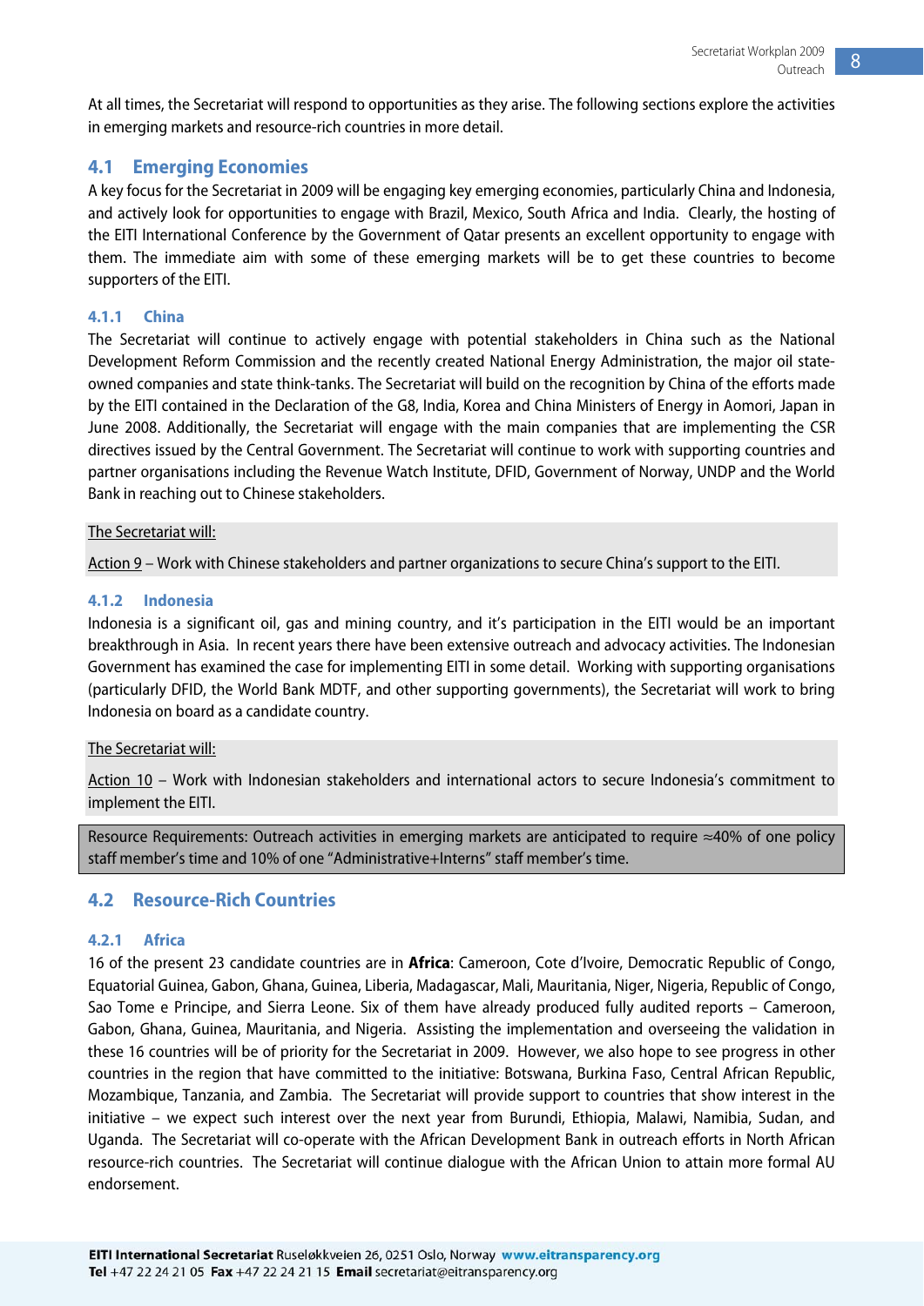At all times, the Secretariat will respond to opportunities as they arise. The following sections explore the activities in emerging markets and resource-rich countries in more detail.

## 4.1 Emerging Economies

A key focus for the Secretariat in 2009 will be engaging key emerging economies, particularly China and Indonesia, and actively look for opportunities to engage with Brazil, Mexico, South Africa and India. Clearly, the hosting of the EITI International Conference by the Government of Qatar presents an excellent opportunity to engage with them. The immediate aim with some of these emerging markets will be to get these countries to become supporters of the EITI.

### 4.1.1 China

The Secretariat will continue to actively engage with potential stakeholders in China such as the National Development Reform Commission and the recently created National Energy Administration, the major oil state-owned companies and state think-tanks. The Secretariat will build on the recognition by China of the efforts made by the EITI contained in the Declaration of the G8, India, Korea and China Ministers of Energy in Aomori, Japan in June 2008. Additionally, the Secretariat will engage with the main companies that are implementing the CSR directives issued by the Central Government. The Secretariat will continue to work with supporting countries and partner organisations including the Revenue Watch Institute, DFID, Government of Norway, UNDP and the World Bank in reaching out to Chinese stakeholders.

The Secretariat will:

Action 9 – Work with Chinese stakeholders and partner organizations to secure China's support to the EITI.

### 4.1.2 Indonesia

Indonesia is a significant oil, gas and mining country, and it's participation in the EITI would be an important breakthrough in Asia. In recent years there have been extensive outreach and advocacy activities. The Indonesian Government has examined the case for implementing EITI in some detail. Working with supporting organisations (particularly DFID, the World Bank MDTF, and other supporting governments), the Secretariat will work to bring Indonesia on board as a candidate country.

The Secretariat will:

Action 10 – Work with Indonesian stakeholders and international actors to secure Indonesia's commitment to implement the EITI.

Resource Requirements: Outreach activities in emerging markets are anticipated to require ≈40% of one policy staff member's time and 10% of one "Administrative+Interns" staff member's time.

## 4.2 Resource-Rich Countries

### 4.2.1 Africa

16 of the present 23 candidate countries are in **Africa**: Cameroon, Cote d'Ivoire, Democratic Republic of Congo, Equatorial Guinea, Gabon, Ghana, Guinea, Liberia, Madagascar, Mali, Mauritania, Niger, Nigeria, Republic of Congo, Sao Tome e Principe, and Sierra Leone. Six of them have already produced fully audited reports – Cameroon, Gabon, Ghana, Guinea, Mauritania, and Nigeria. Assisting the implementation and overseeing the validation in these 16 countries will be of priority for the Secretariat in 2009. However, we also hope to see progress in other countries in the region that have committed to the initiative: Botswana, Burkina Faso, Central African Republic, Mozambique, Tanzania, and Zambia. The Secretariat will provide support to countries that show interest in the initiative – we expect such interest over the next year from Burundi, Ethiopia, Malawi, Namibia, Sudan, and Uganda. The Secretariat will co-operate with the African Development Bank in outreach efforts in North African resource-rich countries. The Secretariat will continue dialogue with the African Union to attain more formal AU endorsement.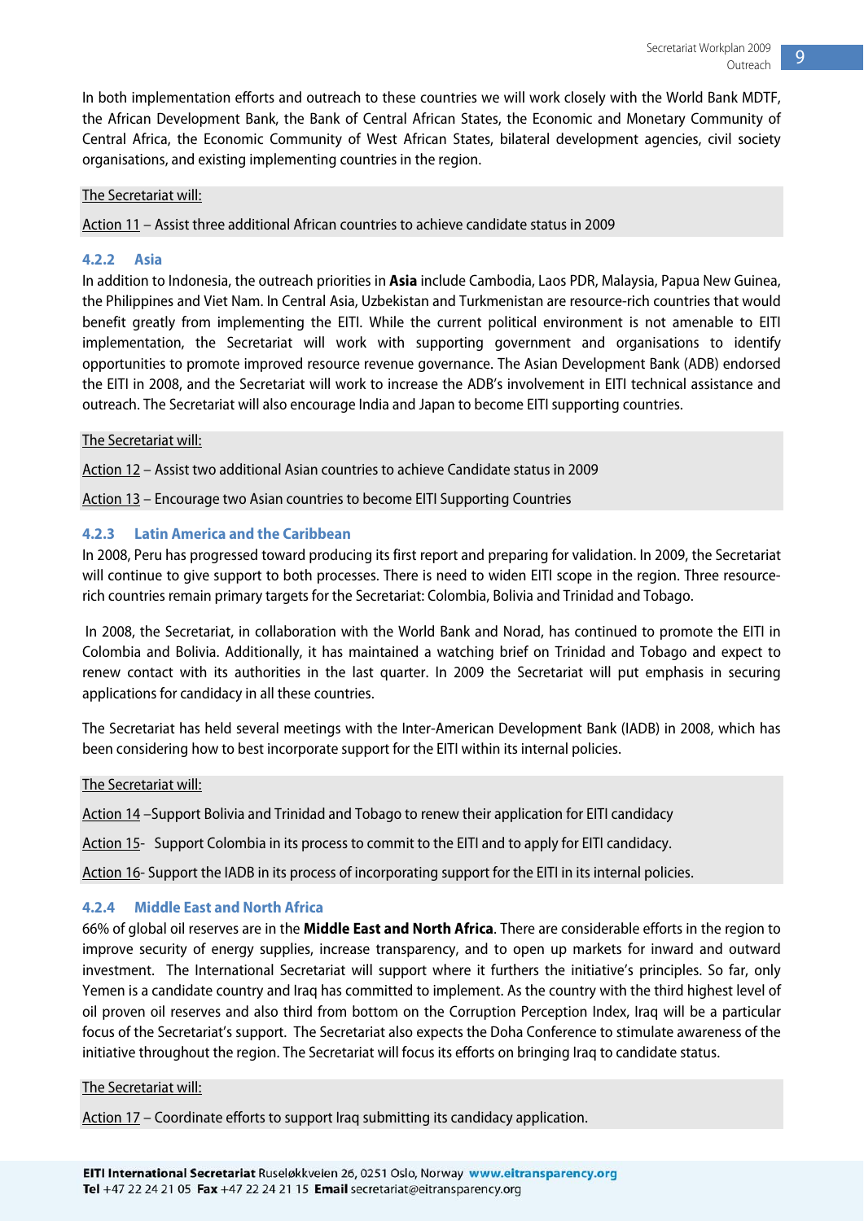In both implementation efforts and outreach to these countries we will work closely with the World Bank MDTF, the African Development Bank, the Bank of Central African States, the Economic and Monetary Community of Central Africa, the Economic Community of West African States, bilateral development agencies, civil society organisations, and existing implementing countries in the region.

The Secretariat will:

Action 11 – Assist three additional African countries to achieve candidate status in 2009

### 4.2.2 Asia

In addition to Indonesia, the outreach priorities in **Asia** include Cambodia, Laos PDR, Malaysia, Papua New Guinea, the Philippines and Viet Nam. In Central Asia, Uzbekistan and Turkmenistan are resource-rich countries that would benefit greatly from implementing the EITI. While the current political environment is not amenable to EITI implementation, the Secretariat will work with supporting government and organisations to identify opportunities to promote improved resource revenue governance. The Asian Development Bank (ADB) endorsed the EITI in 2008, and the Secretariat will work to increase the ADB's involvement in EITI technical assistance and outreach. The Secretariat will also encourage India and Japan to become EITI supporting countries.

The Secretariat will:

Action 12 – Assist two additional Asian countries to achieve Candidate status in 2009

Action 13 – Encourage two Asian countries to become EITI Supporting Countries

### 4.2.3 Latin America and the Caribbean

In 2008, Peru has progressed toward producing its first report and preparing for validation. In 2009, the Secretariat will continue to give support to both processes. There is need to widen EITI scope in the region. Three resource-rich countries remain primary targets for the Secretariat: Colombia, Bolivia and Trinidad and Tobago.

In 2008, the Secretariat, in collaboration with the World Bank and Norad, has continued to promote the EITI in Colombia and Bolivia. Additionally, it has maintained a watching brief on Trinidad and Tobago and expect to renew contact with its authorities in the last quarter. In 2009 the Secretariat will put emphasis in securing applications for candidacy in all these countries.

The Secretariat has held several meetings with the Inter-American Development Bank (IADB) in 2008, which has been considering how to best incorporate support for the EITI within its internal policies.

The Secretariat will:

Action 14 –Support Bolivia and Trinidad and Tobago to renew their application for EITI candidacy

Action 15- Support Colombia in its process to commit to the EITI and to apply for EITI candidacy.

Action 16- Support the IADB in its process of incorporating support for the EITI in its internal policies.

### 4.2.4 Middle East and North Africa

66% of global oil reserves are in the **Middle East and North Africa**. There are considerable efforts in the region to improve security of energy supplies, increase transparency, and to open up markets for inward and outward investment. The International Secretariat will support where it furthers the initiative's principles. So far, only Yemen is a candidate country and Iraq has committed to implement. As the country with the third highest level of oil proven oil reserves and also third from bottom on the Corruption Perception Index, Iraq will be a particular focus of the Secretariat's support. The Secretariat also expects the Doha Conference to stimulate awareness of the initiative throughout the region. The Secretariat will focus its efforts on bringing Iraq to candidate status.

The Secretariat will:

Action 17 – Coordinate efforts to support Iraq submitting its candidacy application.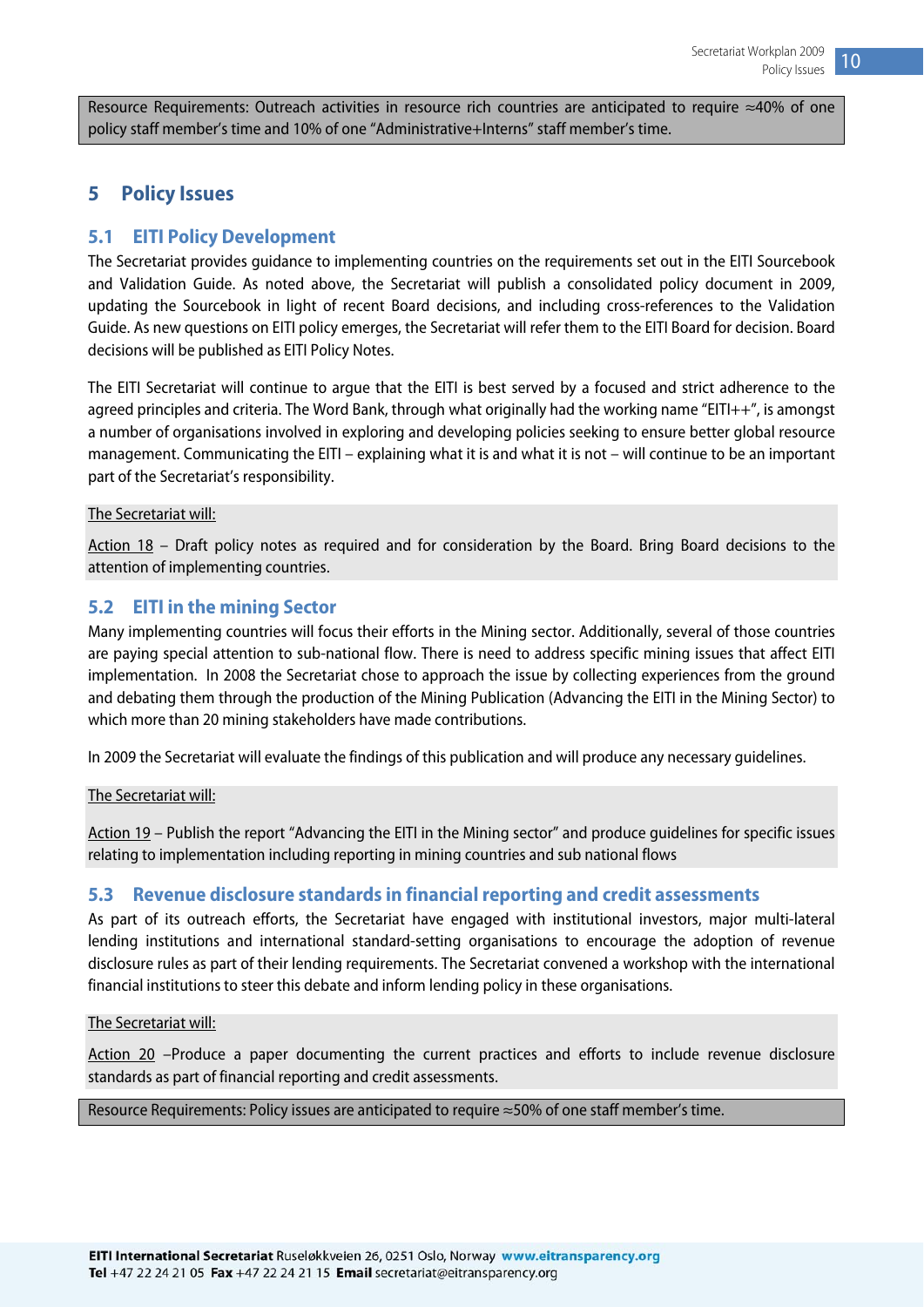Resource Requirements: Outreach activities in resource rich countries are anticipated to require ≈40% of one policy staff member's time and 10% of one "Administrative+Interns" staff member's time.

# 5 Policy Issues

## 5.1 EITI Policy Development

The Secretariat provides guidance to implementing countries on the requirements set out in the EITI Sourcebook and Validation Guide. As noted above, the Secretariat will publish a consolidated policy document in 2009, updating the Sourcebook in light of recent Board decisions, and including cross-references to the Validation Guide. As new questions on EITI policy emerges, the Secretariat will refer them to the EITI Board for decision. Board decisions will be published as EITI Policy Notes.

The EITI Secretariat will continue to argue that the EITI is best served by a focused and strict adherence to the agreed principles and criteria. The Word Bank, through what originally had the working name "EITI++", is amongst a number of organisations involved in exploring and developing policies seeking to ensure better global resource management. Communicating the EITI – explaining what it is and what it is not – will continue to be an important part of the Secretariat's responsibility.

The Secretariat will:

Action 18 – Draft policy notes as required and for consideration by the Board. Bring Board decisions to the attention of implementing countries.

## 5.2 EITI in the mining Sector

Many implementing countries will focus their efforts in the Mining sector. Additionally, several of those countries are paying special attention to sub-national flow. There is need to address specific mining issues that affect EITI implementation. In 2008 the Secretariat chose to approach the issue by collecting experiences from the ground and debating them through the production of the Mining Publication (Advancing the EITI in the Mining Sector) to which more than 20 mining stakeholders have made contributions.

In 2009 the Secretariat will evaluate the findings of this publication and will produce any necessary guidelines.

The Secretariat will:

Action 19 – Publish the report "Advancing the EITI in the Mining sector" and produce guidelines for specific issues relating to implementation including reporting in mining countries and sub national flows

## 5.3 Revenue disclosure standards in financial reporting and credit assessments

As part of its outreach efforts, the Secretariat have engaged with institutional investors, major multi-lateral lending institutions and international standard-setting organisations to encourage the adoption of revenue disclosure rules as part of their lending requirements. The Secretariat convened a workshop with the international financial institutions to steer this debate and inform lending policy in these organisations.

The Secretariat will:

Action 20 –Produce a paper documenting the current practices and efforts to include revenue disclosure standards as part of financial reporting and credit assessments.

Resource Requirements: Policy issues are anticipated to require ≈50% of one staff member's time.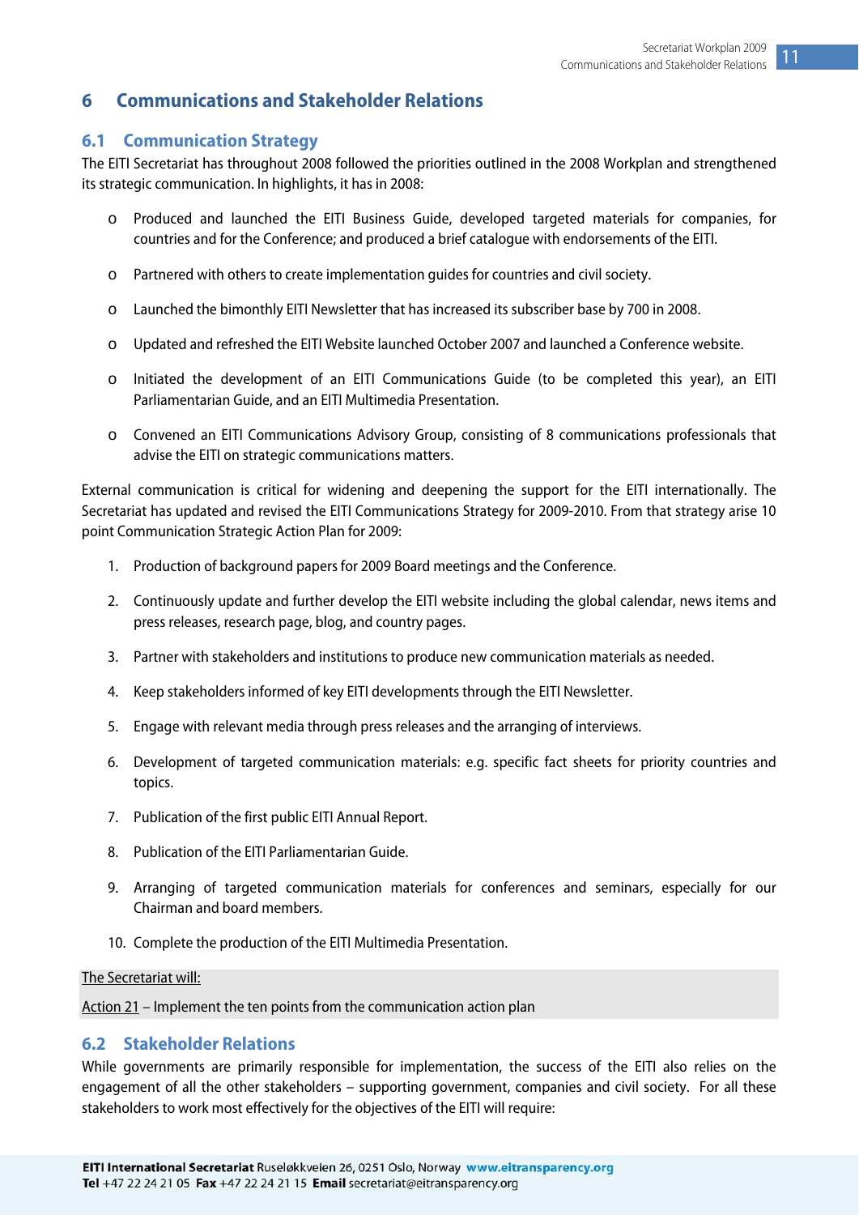# 6 Communications and Stakeholder Relations

## 6.1 Communication Strategy

The EITI Secretariat has throughout 2008 followed the priorities outlined in the 2008 Workplan and strengthened its strategic communication. In highlights, it has in 2008:

- Produced and launched the EITI Business Guide, developed targeted materials for companies, for countries and for the Conference; and produced a brief catalogue with endorsements of the EITI.
- Partnered with others to create implementation guides for countries and civil society.
- Launched the bimonthly EITI Newsletter that has increased its subscriber base by 700 in 2008.
- Updated and refreshed the EITI Website launched October 2007 and launched a Conference website.
- Initiated the development of an EITI Communications Guide (to be completed this year), an EITI Parliamentarian Guide, and an EITI Multimedia Presentation.
- Convened an EITI Communications Advisory Group, consisting of 8 communications professionals that advise the EITI on strategic communications matters.

External communication is critical for widening and deepening the support for the EITI internationally. The Secretariat has updated and revised the EITI Communications Strategy for 2009-2010. From that strategy arise 10 point Communication Strategic Action Plan for 2009:

1. Production of background papers for 2009 Board meetings and the Conference.
2. Continuously update and further develop the EITI website including the global calendar, news items and press releases, research page, blog, and country pages.
3. Partner with stakeholders and institutions to produce new communication materials as needed.
4. Keep stakeholders informed of key EITI developments through the EITI Newsletter.
5. Engage with relevant media through press releases and the arranging of interviews.
6. Development of targeted communication materials: e.g. specific fact sheets for priority countries and topics.
7. Publication of the first public EITI Annual Report.
8. Publication of the EITI Parliamentarian Guide.
9. Arranging of targeted communication materials for conferences and seminars, especially for our Chairman and board members.
10. Complete the production of the EITI Multimedia Presentation.

<u>The Secretariat will:</u>

<u>Action 21</u> – Implement the ten points from the communication action plan

## 6.2 Stakeholder Relations

While governments are primarily responsible for implementation, the success of the EITI also relies on the engagement of all the other stakeholders – supporting government, companies and civil society. For all these stakeholders to work most effectively for the objectives of the EITI will require: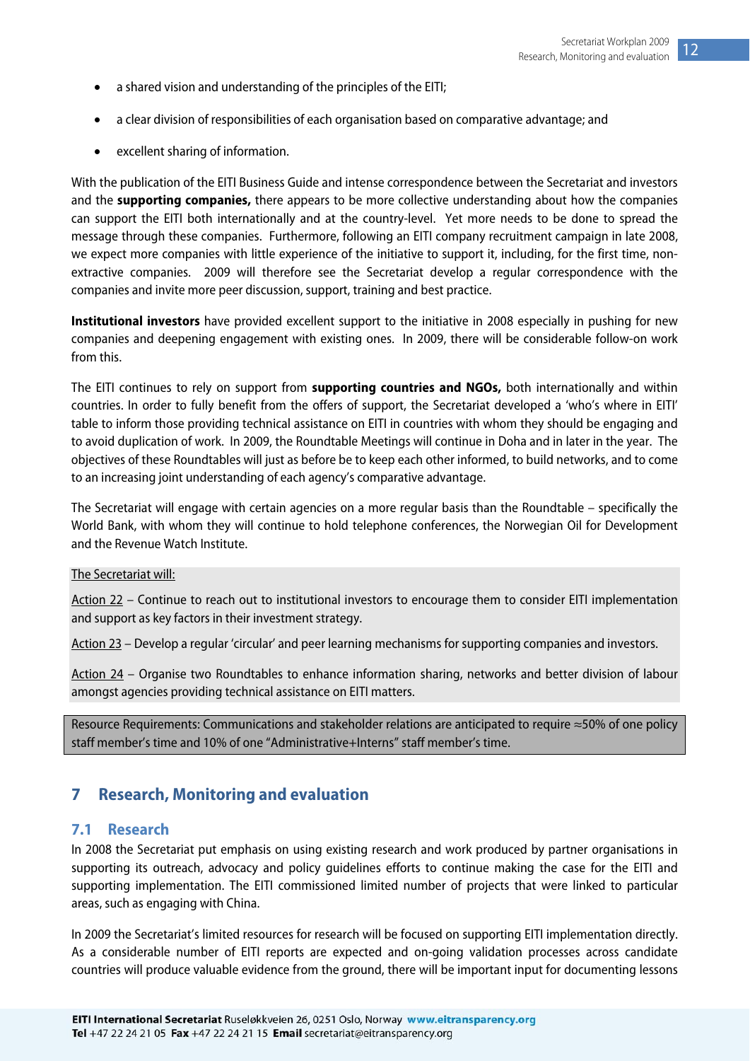- a shared vision and understanding of the principles of the EITI;
- a clear division of responsibilities of each organisation based on comparative advantage; and
- excellent sharing of information.

With the publication of the EITI Business Guide and intense correspondence between the Secretariat and investors and the **supporting companies,** there appears to be more collective understanding about how the companies can support the EITI both internationally and at the country-level. Yet more needs to be done to spread the message through these companies. Furthermore, following an EITI company recruitment campaign in late 2008, we expect more companies with little experience of the initiative to support it, including, for the first time, non-extractive companies. 2009 will therefore see the Secretariat develop a regular correspondence with the companies and invite more peer discussion, support, training and best practice.

**Institutional investors** have provided excellent support to the initiative in 2008 especially in pushing for new companies and deepening engagement with existing ones. In 2009, there will be considerable follow-on work from this.

The EITI continues to rely on support from **supporting countries and NGOs,** both internationally and within countries. In order to fully benefit from the offers of support, the Secretariat developed a 'who's where in EITI' table to inform those providing technical assistance on EITI in countries with whom they should be engaging and to avoid duplication of work. In 2009, the Roundtable Meetings will continue in Doha and in later in the year. The objectives of these Roundtables will just as before be to keep each other informed, to build networks, and to come to an increasing joint understanding of each agency's comparative advantage.

The Secretariat will engage with certain agencies on a more regular basis than the Roundtable – specifically the World Bank, with whom they will continue to hold telephone conferences, the Norwegian Oil for Development and the Revenue Watch Institute.

The Secretariat will:

Action 22 – Continue to reach out to institutional investors to encourage them to consider EITI implementation and support as key factors in their investment strategy.

Action 23 – Develop a regular 'circular' and peer learning mechanisms for supporting companies and investors.

Action 24 – Organise two Roundtables to enhance information sharing, networks and better division of labour amongst agencies providing technical assistance on EITI matters.

Resource Requirements: Communications and stakeholder relations are anticipated to require ≈50% of one policy staff member's time and 10% of one "Administrative+Interns" staff member's time.

## 7 Research, Monitoring and evaluation

### 7.1 Research

In 2008 the Secretariat put emphasis on using existing research and work produced by partner organisations in supporting its outreach, advocacy and policy guidelines efforts to continue making the case for the EITI and supporting implementation. The EITI commissioned limited number of projects that were linked to particular areas, such as engaging with China.

In 2009 the Secretariat's limited resources for research will be focused on supporting EITI implementation directly. As a considerable number of EITI reports are expected and on-going validation processes across candidate countries will produce valuable evidence from the ground, there will be important input for documenting lessons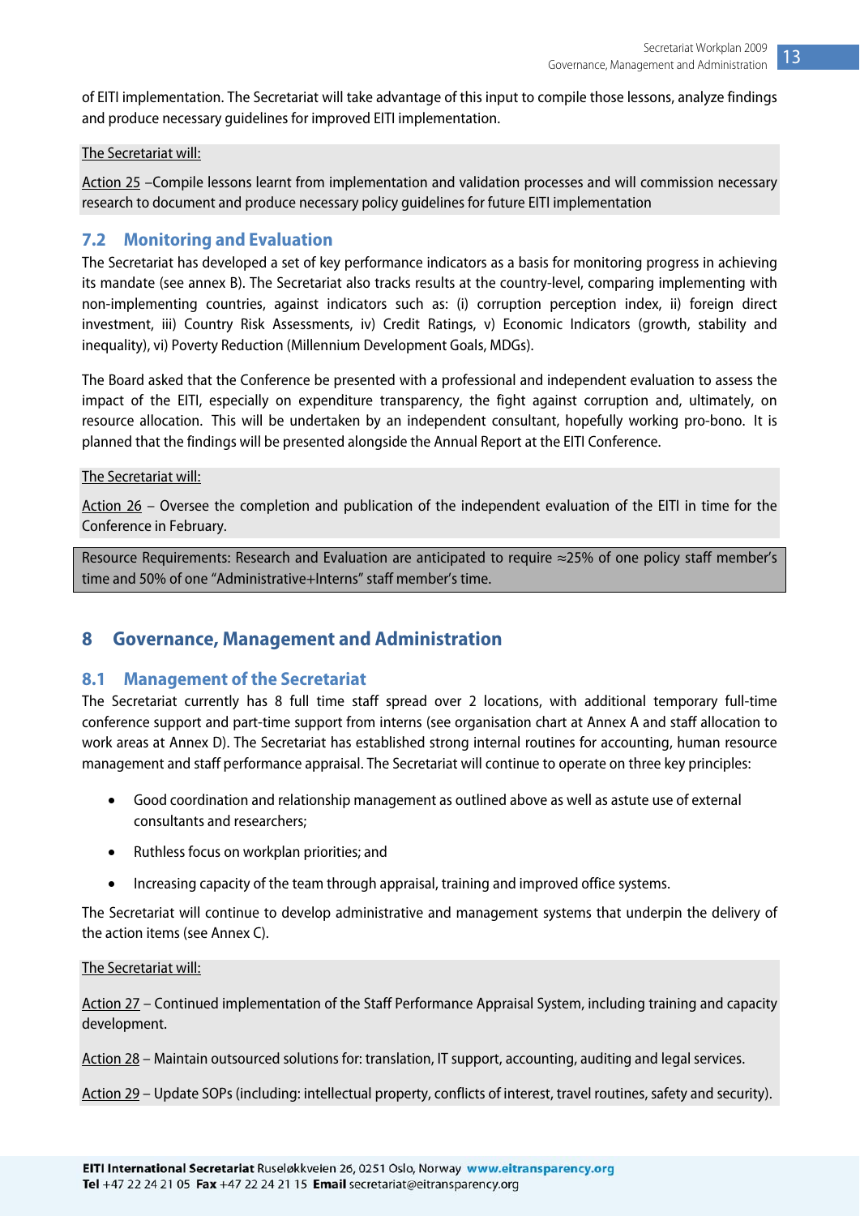of EITI implementation. The Secretariat will take advantage of this input to compile those lessons, analyze findings and produce necessary guidelines for improved EITI implementation.

The Secretariat will:

Action 25 –Compile lessons learnt from implementation and validation processes and will commission necessary research to document and produce necessary policy guidelines for future EITI implementation

## 7.2 Monitoring and Evaluation

The Secretariat has developed a set of key performance indicators as a basis for monitoring progress in achieving its mandate (see annex B). The Secretariat also tracks results at the country-level, comparing implementing with non-implementing countries, against indicators such as: (i) corruption perception index, ii) foreign direct investment, iii) Country Risk Assessments, iv) Credit Ratings, v) Economic Indicators (growth, stability and inequality), vi) Poverty Reduction (Millennium Development Goals, MDGs).

The Board asked that the Conference be presented with a professional and independent evaluation to assess the impact of the EITI, especially on expenditure transparency, the fight against corruption and, ultimately, on resource allocation. This will be undertaken by an independent consultant, hopefully working pro-bono. It is planned that the findings will be presented alongside the Annual Report at the EITI Conference.

The Secretariat will:

Action 26 – Oversee the completion and publication of the independent evaluation of the EITI in time for the Conference in February.

Resource Requirements: Research and Evaluation are anticipated to require ≈25% of one policy staff member's time and 50% of one "Administrative+Interns" staff member's time.

# 8 Governance, Management and Administration

## 8.1 Management of the Secretariat

The Secretariat currently has 8 full time staff spread over 2 locations, with additional temporary full-time conference support and part-time support from interns (see organisation chart at Annex A and staff allocation to work areas at Annex D). The Secretariat has established strong internal routines for accounting, human resource management and staff performance appraisal. The Secretariat will continue to operate on three key principles:

- Good coordination and relationship management as outlined above as well as astute use of external consultants and researchers;
- Ruthless focus on workplan priorities; and
- Increasing capacity of the team through appraisal, training and improved office systems.

The Secretariat will continue to develop administrative and management systems that underpin the delivery of the action items (see Annex C).

The Secretariat will:

Action 27 – Continued implementation of the Staff Performance Appraisal System, including training and capacity development.

Action 28 – Maintain outsourced solutions for: translation, IT support, accounting, auditing and legal services.

Action 29 – Update SOPs (including: intellectual property, conflicts of interest, travel routines, safety and security).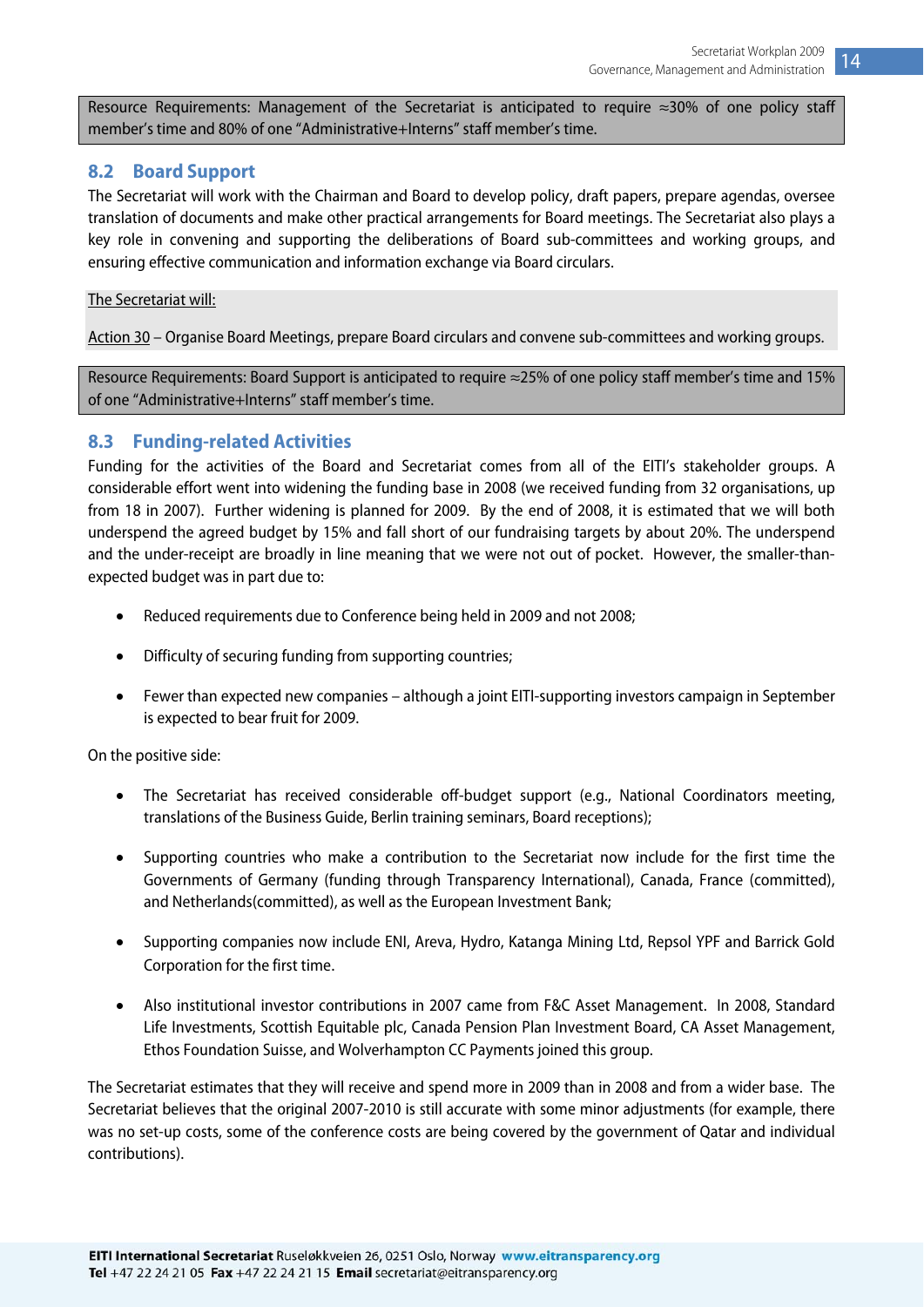Resource Requirements: Management of the Secretariat is anticipated to require ≈30% of one policy staff member's time and 80% of one "Administrative+Interns" staff member's time.

## 8.2 Board Support

The Secretariat will work with the Chairman and Board to develop policy, draft papers, prepare agendas, oversee translation of documents and make other practical arrangements for Board meetings. The Secretariat also plays a key role in convening and supporting the deliberations of Board sub-committees and working groups, and ensuring effective communication and information exchange via Board circulars.

The Secretariat will:

Action 30 – Organise Board Meetings, prepare Board circulars and convene sub-committees and working groups.

Resource Requirements: Board Support is anticipated to require ≈25% of one policy staff member's time and 15% of one "Administrative+Interns" staff member's time.

## 8.3 Funding-related Activities

Funding for the activities of the Board and Secretariat comes from all of the EITI's stakeholder groups. A considerable effort went into widening the funding base in 2008 (we received funding from 32 organisations, up from 18 in 2007). Further widening is planned for 2009. By the end of 2008, it is estimated that we will both underspend the agreed budget by 15% and fall short of our fundraising targets by about 20%. The underspend and the under-receipt are broadly in line meaning that we were not out of pocket. However, the smaller-than-expected budget was in part due to:

- Reduced requirements due to Conference being held in 2009 and not 2008;
- Difficulty of securing funding from supporting countries;
- Fewer than expected new companies – although a joint EITI-supporting investors campaign in September is expected to bear fruit for 2009.

On the positive side:

- The Secretariat has received considerable off-budget support (e.g., National Coordinators meeting, translations of the Business Guide, Berlin training seminars, Board receptions);
- Supporting countries who make a contribution to the Secretariat now include for the first time the Governments of Germany (funding through Transparency International), Canada, France (committed), and Netherlands(committed), as well as the European Investment Bank;
- Supporting companies now include ENI, Areva, Hydro, Katanga Mining Ltd, Repsol YPF and Barrick Gold Corporation for the first time.
- Also institutional investor contributions in 2007 came from F&C Asset Management. In 2008, Standard Life Investments, Scottish Equitable plc, Canada Pension Plan Investment Board, CA Asset Management, Ethos Foundation Suisse, and Wolverhampton CC Payments joined this group.

The Secretariat estimates that they will receive and spend more in 2009 than in 2008 and from a wider base. The Secretariat believes that the original 2007-2010 is still accurate with some minor adjustments (for example, there was no set-up costs, some of the conference costs are being covered by the government of Qatar and individual contributions).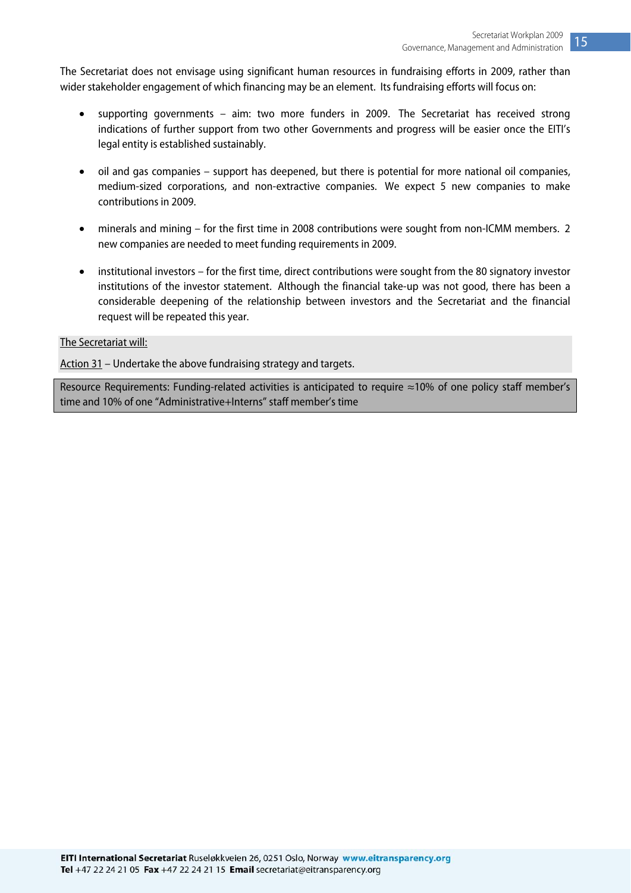The Secretariat does not envisage using significant human resources in fundraising efforts in 2009, rather than wider stakeholder engagement of which financing may be an element. Its fundraising efforts will focus on:

- supporting governments – aim: two more funders in 2009. The Secretariat has received strong indications of further support from two other Governments and progress will be easier once the EITI's legal entity is established sustainably.
- oil and gas companies – support has deepened, but there is potential for more national oil companies, medium-sized corporations, and non-extractive companies. We expect 5 new companies to make contributions in 2009.
- minerals and mining – for the first time in 2008 contributions were sought from non-ICMM members. 2 new companies are needed to meet funding requirements in 2009.
- institutional investors – for the first time, direct contributions were sought from the 80 signatory investor institutions of the investor statement. Although the financial take-up was not good, there has been a considerable deepening of the relationship between investors and the Secretariat and the financial request will be repeated this year.

The Secretariat will:

Action 31 – Undertake the above fundraising strategy and targets.

Resource Requirements: Funding-related activities is anticipated to require ≈10% of one policy staff member's time and 10% of one "Administrative+Interns" staff member's time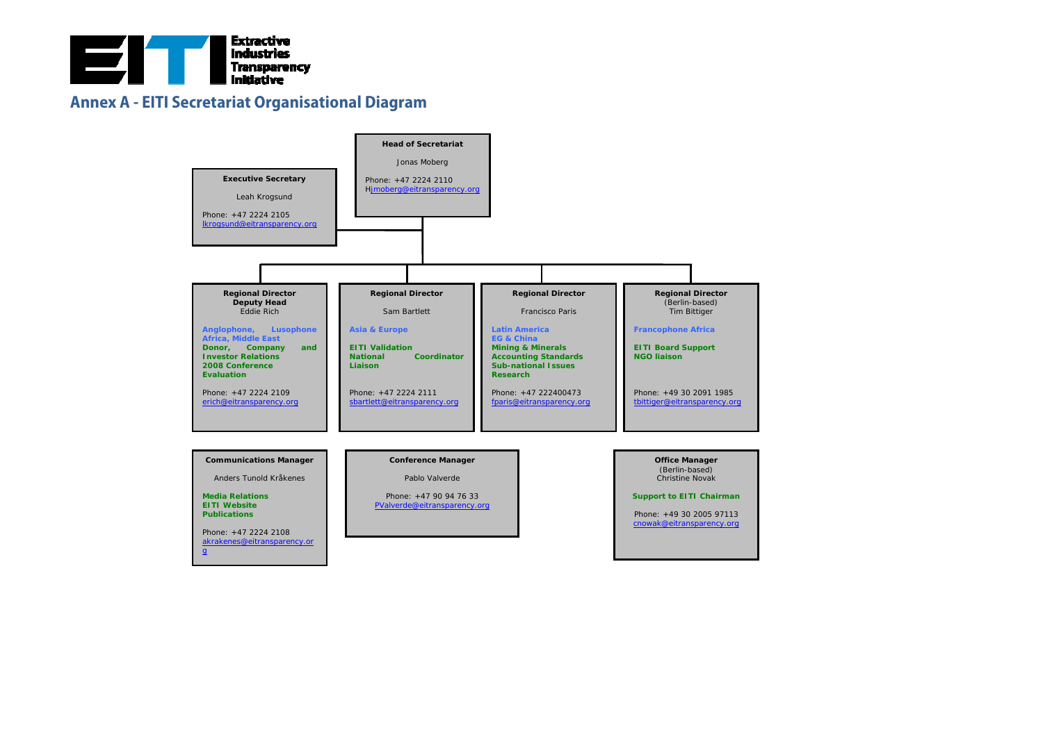## Annex A - EITI Secretariat Organisational Diagram

**Head of Secretariat**

Jonas Moberg

Phone: +47 2224 2110
Hjmoberg@eitransparency.org

**Executive Secretary**

Leah Krogsund

Phone: +47 2224 2105
lkrogsund@eitransparency.org

**Regional Director**
**Deputy Head**
Eddie Rich

**Anglophone, Lusophone Africa, Middle East**
**Donor, Company and Investor Relations**
**2008 Conference**
**Evaluation**

Phone: +47 2224 2109
erich@eitransparency.org

**Regional Director**

Sam Bartlett

**Asia & Europe**

**EITI Validation**
**National Coordinator Liaison**

Phone: +47 2224 2111
sbartlett@eitransparency.org

**Regional Director**

Francisco Paris

**Latin America**
**EG & China**
**Mining & Minerals**
**Accounting Standards**
**Sub-national Issues**
**Research**

Phone: +47 222400473
fparis@eitransparency.org

**Regional Director**
(Berlin-based)
Tim Bittiger

**Francophone Africa**

**EITI Board Support**
**NGO liaison**

Phone: +49 30 2091 1985
tbittiger@eitransparency.org

**Communications Manager**

Anders Tunold Kråkenes

**Media Relations**
**EITI Website**
**Publications**

Phone: +47 2224 2108
akrakenes@eitransparency.org

**Conference Manager**

Pablo Valverde

Phone: +47 90 94 76 33
PValverde@eitransparency.org

**Office Manager**
(Berlin-based)
Christine Novak

**Support to EITI Chairman**

Phone: +49 30 2005 97113
cnowak@eitransparency.org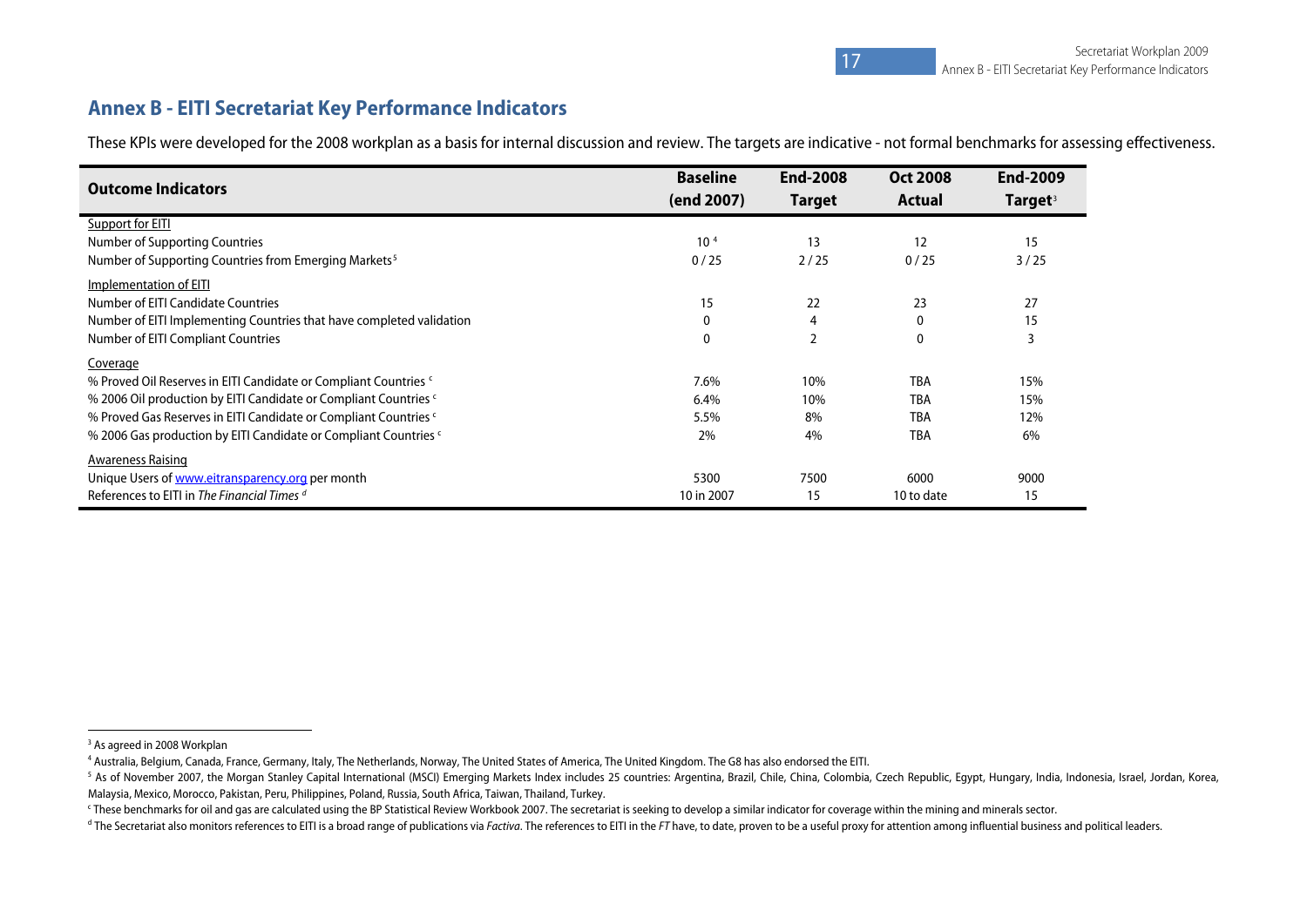## Annex B - EITI Secretariat Key Performance Indicators

These KPIs were developed for the 2008 workplan as a basis for internal discussion and review. The targets are indicative - not formal benchmarks for assessing effectiveness.

| **Outcome Indicators** | **Baseline (end 2007)** | **End-2008 Target** | **Oct 2008 Actual** | **End-2009 Target**[3] |
|---|---|---|---|---|
| Support for EITI | | | | |
| Number of Supporting Countries | 10[4] | 13 | 12 | 15 |
| Number of Supporting Countries from Emerging Markets[5] | 0 / 25 | 2 / 25 | 0 / 25 | 3 / 25 |
| Implementation of EITI | | | | |
| Number of EITI Candidate Countries | 15 | 22 | 23 | 27 |
| Number of EITI Implementing Countries that have completed validation | 0 | 4 | 0 | 15 |
| Number of EITI Compliant Countries | 0 | 2 | 0 | 3 |
| Coverage | | | | |
| % Proved Oil Reserves in EITI Candidate or Compliant Countries [c] | 7.6% | 10% | TBA | 15% |
| % 2006 Oil production by EITI Candidate or Compliant Countries [c] | 6.4% | 10% | TBA | 15% |
| % Proved Gas Reserves in EITI Candidate or Compliant Countries [c] | 5.5% | 8% | TBA | 12% |
| % 2006 Gas production by EITI Candidate or Compliant Countries [c] | 2% | 4% | TBA | 6% |
| Awareness Raising | | | | |
| Unique Users of www.eitransparency.org per month | 5300 | 7500 | 6000 | 9000 |
| References to EITI in *The Financial Times* [d] | 10 in 2007 | 15 | 10 to date | 15 |

[3] As agreed in 2008 Workplan

[4] Australia, Belgium, Canada, France, Germany, Italy, The Netherlands, Norway, The United States of America, The United Kingdom. The G8 has also endorsed the EITI.

[5] As of November 2007, the Morgan Stanley Capital International (MSCI) Emerging Markets Index includes 25 countries: Argentina, Brazil, Chile, China, Colombia, Czech Republic, Egypt, Hungary, India, Indonesia, Israel, Jordan, Korea, Malaysia, Mexico, Morocco, Pakistan, Peru, Philippines, Poland, Russia, South Africa, Taiwan, Thailand, Turkey.

[c] These benchmarks for oil and gas are calculated using the BP Statistical Review Workbook 2007. The secretariat is seeking to develop a similar indicator for coverage within the mining and minerals sector.

[d] The Secretariat also monitors references to EITI is a broad range of publications via *Factiva*. The references to EITI in the *FT* have, to date, proven to be a useful proxy for attention among influential business and political leaders.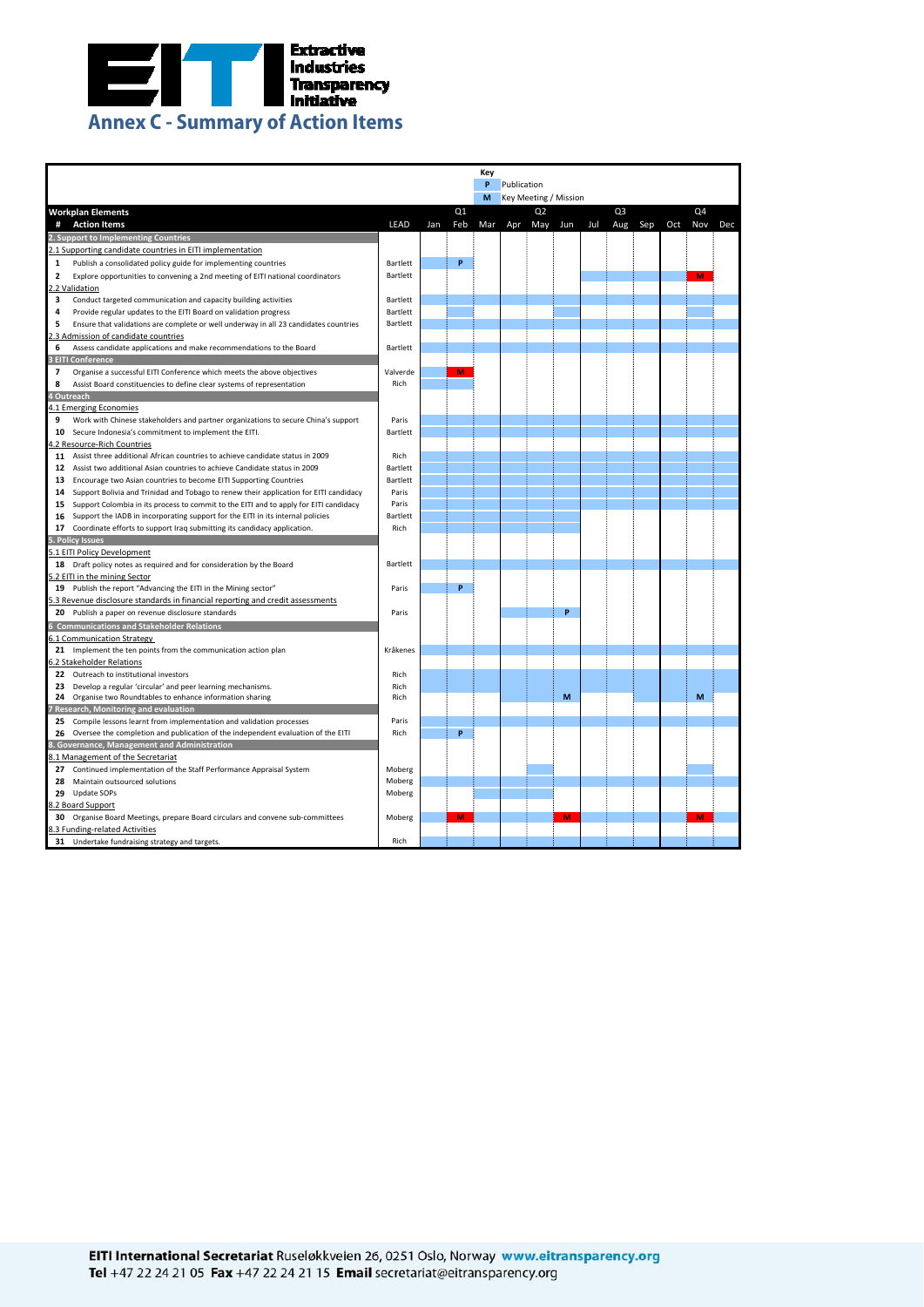**Extractive Industries Transparency Initiative**

# Annex C - Summary of Action Items

**Key**
- **P** Publication
- **M** Key Meeting / Mission

| # | Action Items | LEAD | Jan | Feb | Mar | Apr | May | Jun | Jul | Aug | Sep | Oct | Nov | Dec |
|---|---|---|---|---|---|---|---|---|---|---|---|---|---|---|
| | | | Q1 | | | Q2 | | | Q3 | | | Q4 | | |
| **2. Support to Implementing Countries** | | | | | | | | | | | | | | |
| | 2.1 Supporting candidate countries in EITI implementation | | | | | | | | | | | | | |
| 1 | Publish a consolidated policy guide for implementing countries | Bartlett | | P | | | | | | | | | | |
| 2 | Explore opportunities to convening a 2nd meeting of EITI national coordinators | Bartlett | | | | | | | | | | | M | |
| | 2.2 Validation | | | | | | | | | | | | | |
| 3 | Conduct targeted communication and capacity building activities | Bartlett | | | | | | | | | | | | |
| 4 | Provide regular updates to the EITI Board on validation progress | Bartlett | | | | | | | | | | | | |
| 5 | Ensure that validations are complete or well underway in all 23 candidates countries | Bartlett | | | | | | | | | | | | |
| | 2.3 Admission of candidate countries | | | | | | | | | | | | | |
| 6 | Assess candidate applications and make recommendations to the Board | Bartlett | | | | | | | | | | | | |
| **3 EITI Conference** | | | | | | | | | | | | | | |
| 7 | Organise a successful EITI Conference which meets the above objectives | Valverde | | M | | | | | | | | | | |
| 8 | Assist Board constituencies to define clear systems of representation | Rich | | | | | | | | | | | | |
| **4 Outreach** | | | | | | | | | | | | | | |
| | 4.1 Emerging Economies | | | | | | | | | | | | | |
| 9 | Work with Chinese stakeholders and partner organizations to secure China's support | Paris | | | | | | | | | | | | |
| 10 | Secure Indonesia's commitment to implement the EITI. | Bartlett | | | | | | | | | | | | |
| | 4.2 Resource-Rich Countries | | | | | | | | | | | | | |
| 11 | Assist three additional African countries to achieve candidate status in 2009 | Rich | | | | | | | | | | | | |
| 12 | Assist two additional Asian countries to achieve Candidate status in 2009 | Bartlett | | | | | | | | | | | | |
| 13 | Encourage two Asian countries to become EITI Supporting Countries | Bartlett | | | | | | | | | | | | |
| 14 | Support Bolivia and Trinidad and Tobago to renew their application for EITI candidacy | Paris | | | | | | | | | | | | |
| 15 | Support Colombia in its process to commit to the EITI and to apply for EITI candidacy | Paris | | | | | | | | | | | | |
| 16 | Support the IADB in incorporating support for the EITI in its internal policies | Bartlett | | | | | | | | | | | | |
| 17 | Coordinate efforts to support Iraq submitting its candidacy application. | Rich | | | | | | | | | | | | |
| **5. Policy Issues** | | | | | | | | | | | | | | |
| | 5.1 EITI Policy Development | | | | | | | | | | | | | |
| 18 | Draft policy notes as required and for consideration by the Board | Bartlett | | | | | | | | | | | | |
| | 5.2 EITI in the mining Sector | | | | | | | | | | | | | |
| 19 | Publish the report "Advancing the EITI in the Mining sector" | Paris | | P | | | | | | | | | | |
| | 5.3 Revenue disclosure standards in financial reporting and credit assessments | | | | | | | | | | | | | |
| 20 | Publish a paper on revenue disclosure standards | Paris | | | | | | P | | | | | | |
| **6 Communications and Stakeholder Relations** | | | | | | | | | | | | | | |
| | 6.1 Communication Strategy | | | | | | | | | | | | | |
| 21 | Implement the ten points from the communication action plan | Kråkenes | | | | | | | | | | | | |
| | 6.2 Stakeholder Relations | | | | | | | | | | | | | |
| 22 | Outreach to institutional investors | Rich | | | | | | | | | | | | |
| 23 | Develop a regular 'circular' and peer learning mechanisms. | Rich | | | | | | | | | | | | |
| 24 | Organise two Roundtables to enhance information sharing | Rich | | | | | | M | | | | | M | |
| **7 Research, Monitoring and evaluation** | | | | | | | | | | | | | | |
| 25 | Compile lessons learnt from implementation and validation processes | Paris | | | | | | | | | | | | |
| 26 | Oversee the completion and publication of the independent evaluation of the EITI | Rich | | P | | | | | | | | | | |
| **8. Governance, Management and Administration** | | | | | | | | | | | | | | |
| | 8.1 Management of the Secretariat | | | | | | | | | | | | | |
| 27 | Continued implementation of the Staff Performance Appraisal System | Moberg | | | | | | | | | | | | |
| 28 | Maintain outsourced solutions | Moberg | | | | | | | | | | | | |
| 29 | Update SOPs | Moberg | | | | | | | | | | | | |
| | 8.2 Board Support | | | | | | | | | | | | | |
| 30 | Organise Board Meetings, prepare Board circulars and convene sub-committees | Moberg | | M | | | | M | | | | | M | |
| | 8.3 Funding-related Activities | | | | | | | | | | | | | |
| 31 | Undertake fundraising strategy and targets. | Rich | | | | | | | | | | | | |

**EITI International Secretariat** Ruseløkkveien 26, 0251 Oslo, Norway **www.eitransparency.org**
**Tel** +47 22 24 21 05 **Fax** +47 22 24 21 15 **Email** secretariat@eitransparency.org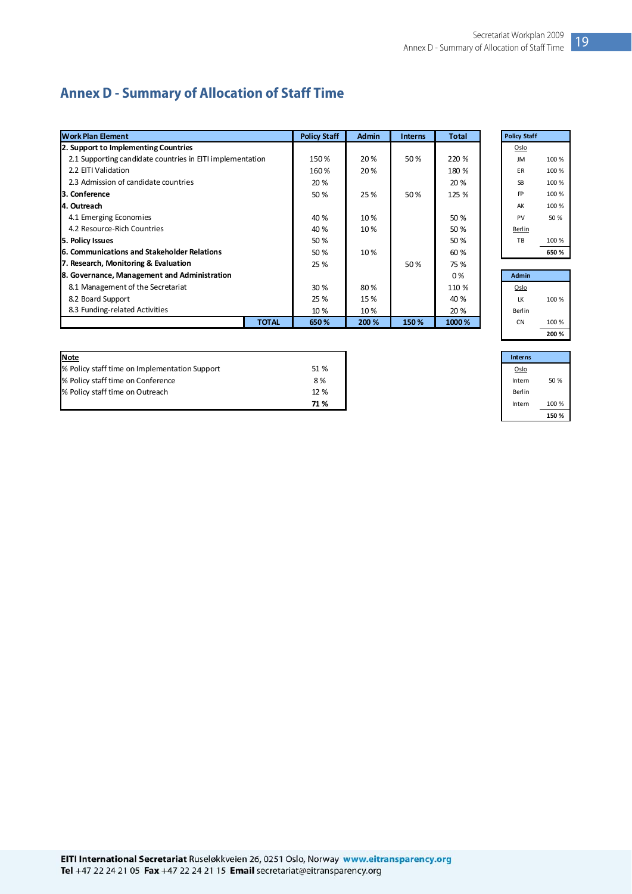## Annex D - Summary of Allocation of Staff Time

| Work Plan Element | Policy Staff | Admin | Interns | Total |
|---|---|---|---|---|
| **2. Support to Implementing Countries** | | | | |
| 2.1 Supporting candidate countries in EITI implementation | 150 % | 20 % | 50 % | 220 % |
| 2.2 EITI Validation | 160 % | 20 % | | 180 % |
| 2.3 Admission of candidate countries | 20 % | | | 20 % |
| **3. Conference** | 50 % | 25 % | 50 % | 125 % |
| **4. Outreach** | | | | |
| 4.1 Emerging Economies | 40 % | 10 % | | 50 % |
| 4.2 Resource-Rich Countries | 40 % | 10 % | | 50 % |
| **5. Policy Issues** | 50 % | | | 50 % |
| **6. Communications and Stakeholder Relations** | 50 % | 10 % | | 60 % |
| **7. Research, Monitoring & Evaluation** | 25 % | | 50 % | 75 % |
| **8. Governance, Management and Administration** | | | | 0 % |
| 8.1 Management of the Secretariat | 30 % | 80 % | | 110 % |
| 8.2 Board Support | 25 % | 15 % | | 40 % |
| 8.3 Funding-related Activities | 10 % | 10 % | | 20 % |
| **TOTAL** | **650 %** | **200 %** | **150 %** | **1000 %** |

| Note | |
|---|---|
| % Policy staff time on Implementation Support | 51 % |
| % Policy staff time on Conference | 8 % |
| % Policy staff time on Outreach | 12 % |
| | **71 %** |

| Policy Staff | |
|---|---|
| Oslo | |
| JM | 100 % |
| ER | 100 % |
| SB | 100 % |
| FP | 100 % |
| AK | 100 % |
| PV | 50 % |
| Berlin | |
| TB | 100 % |
| | **650 %** |

| Admin | |
|---|---|
| Oslo | |
| LK | 100 % |
| Berlin | |
| CN | 100 % |
| | **200 %** |

| Interns | |
|---|---|
| Oslo | |
| Intern | 50 % |
| Berlin | |
| Intern | 100 % |
| | **150 %** |

**EITI International Secretariat** Ruseløkkveien 26, 0251 Oslo, Norway **www.eitransparency.org**
**Tel** +47 22 24 21 05 **Fax** +47 22 24 21 15 **Email** secretariat@eitransparency.org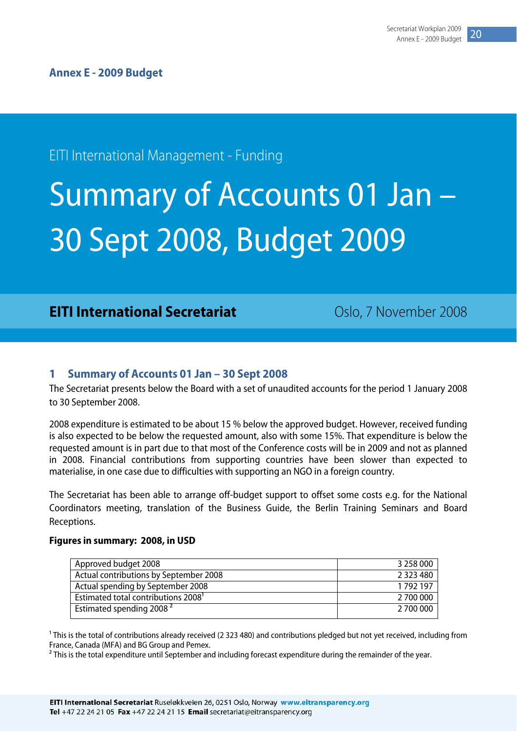## Annex E - 2009 Budget

EITI International Management - Funding

# Summary of Accounts 01 Jan – 30 Sept 2008, Budget 2009

**EITI International Secretariat** Oslo, 7 November 2008

## 1 Summary of Accounts 01 Jan – 30 Sept 2008

The Secretariat presents below the Board with a set of unaudited accounts for the period 1 January 2008 to 30 September 2008.

2008 expenditure is estimated to be about 15 % below the approved budget. However, received funding is also expected to be below the requested amount, also with some 15%. That expenditure is below the requested amount is in part due to that most of the Conference costs will be in 2009 and not as planned in 2008. Financial contributions from supporting countries have been slower than expected to materialise, in one case due to difficulties with supporting an NGO in a foreign country.

The Secretariat has been able to arrange off-budget support to offset some costs e.g. for the National Coordinators meeting, translation of the Business Guide, the Berlin Training Seminars and Board Receptions.

**Figures in summary: 2008, in USD**

| | |
|---|---|
| Approved budget 2008 | 3 258 000 |
| Actual contributions by September 2008 | 2 323 480 |
| Actual spending by September 2008 | 1 792 197 |
| Estimated total contributions 2008[1] | 2 700 000 |
| Estimated spending 2008 [2] | 2 700 000 |

[1] This is the total of contributions already received (2 323 480) and contributions pledged but not yet received, including from France, Canada (MFA) and BG Group and Pemex.

[2] This is the total expenditure until September and including forecast expenditure during the remainder of the year.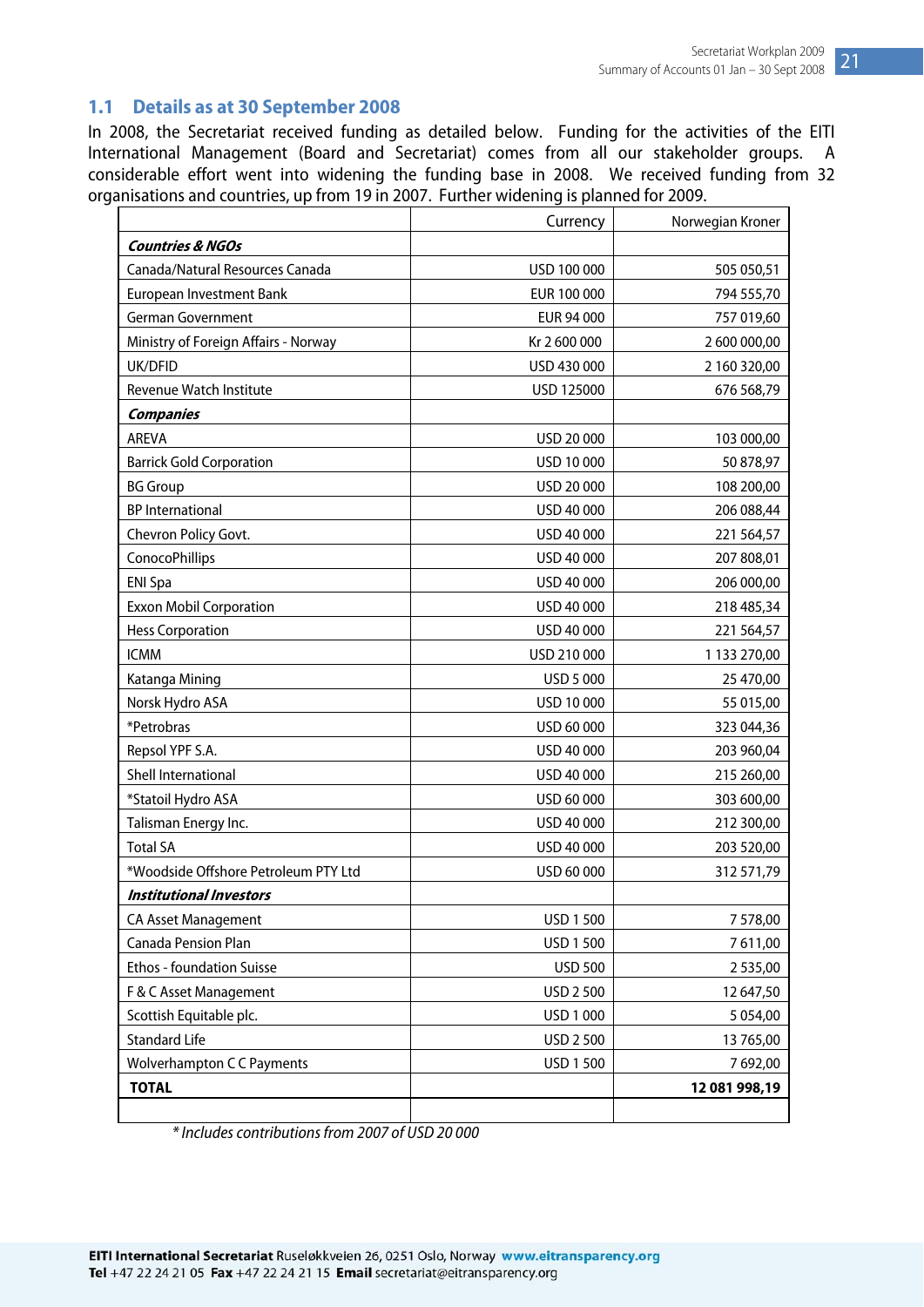## 1.1 Details as at 30 September 2008

In 2008, the Secretariat received funding as detailed below. Funding for the activities of the EITI International Management (Board and Secretariat) comes from all our stakeholder groups. A considerable effort went into widening the funding base in 2008. We received funding from 32 organisations and countries, up from 19 in 2007. Further widening is planned for 2009.

| | Currency | Norwegian Kroner |
|---|---|---|
| ***Countries & NGOs*** | | |
| Canada/Natural Resources Canada | USD 100 000 | 505 050,51 |
| European Investment Bank | EUR 100 000 | 794 555,70 |
| German Government | EUR 94 000 | 757 019,60 |
| Ministry of Foreign Affairs - Norway | Kr 2 600 000 | 2 600 000,00 |
| UK/DFID | USD 430 000 | 2 160 320,00 |
| Revenue Watch Institute | USD 125000 | 676 568,79 |
| ***Companies*** | | |
| AREVA | USD 20 000 | 103 000,00 |
| Barrick Gold Corporation | USD 10 000 | 50 878,97 |
| BG Group | USD 20 000 | 108 200,00 |
| BP International | USD 40 000 | 206 088,44 |
| Chevron Policy Govt. | USD 40 000 | 221 564,57 |
| ConocoPhillips | USD 40 000 | 207 808,01 |
| ENI Spa | USD 40 000 | 206 000,00 |
| Exxon Mobil Corporation | USD 40 000 | 218 485,34 |
| Hess Corporation | USD 40 000 | 221 564,57 |
| ICMM | USD 210 000 | 1 133 270,00 |
| Katanga Mining | USD 5 000 | 25 470,00 |
| Norsk Hydro ASA | USD 10 000 | 55 015,00 |
| *Petrobras | USD 60 000 | 323 044,36 |
| Repsol YPF S.A. | USD 40 000 | 203 960,04 |
| Shell International | USD 40 000 | 215 260,00 |
| *Statoil Hydro ASA | USD 60 000 | 303 600,00 |
| Talisman Energy Inc. | USD 40 000 | 212 300,00 |
| Total SA | USD 40 000 | 203 520,00 |
| *Woodside Offshore Petroleum PTY Ltd | USD 60 000 | 312 571,79 |
| ***Institutional Investors*** | | |
| CA Asset Management | USD 1 500 | 7 578,00 |
| Canada Pension Plan | USD 1 500 | 7 611,00 |
| Ethos - foundation Suisse | USD 500 | 2 535,00 |
| F & C Asset Management | USD 2 500 | 12 647,50 |
| Scottish Equitable plc. | USD 1 000 | 5 054,00 |
| Standard Life | USD 2 500 | 13 765,00 |
| Wolverhampton C C Payments | USD 1 500 | 7 692,00 |
| **TOTAL** | | **12 081 998,19** |
| | | |

*\* Includes contributions from 2007 of USD 20 000*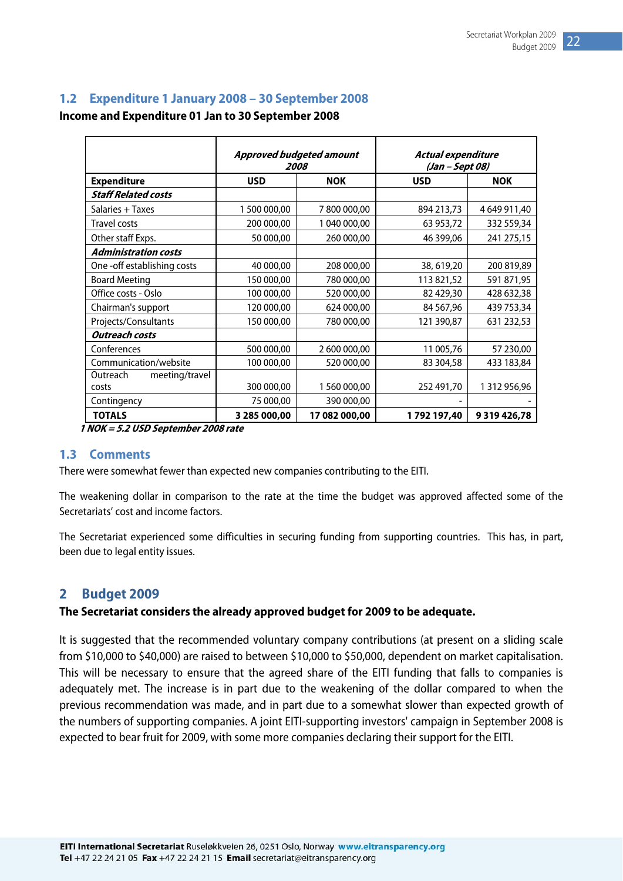## 1.2 Expenditure 1 January 2008 – 30 September 2008

**Income and Expenditure 01 Jan to 30 September 2008**

| | ***Approved budgeted amount 2008*** | | ***Actual expenditure (Jan – Sept 08)*** | |
|---|---|---|---|---|
| **Expenditure** | **USD** | **NOK** | **USD** | **NOK** |
| ***Staff Related costs*** | | | | |
| Salaries + Taxes | 1 500 000,00 | 7 800 000,00 | 894 213,73 | 4 649 911,40 |
| Travel costs | 200 000,00 | 1 040 000,00 | 63 953,72 | 332 559,34 |
| Other staff Exps. | 50 000,00 | 260 000,00 | 46 399,06 | 241 275,15 |
| ***Administration costs*** | | | | |
| One -off establishing costs | 40 000,00 | 208 000,00 | 38, 619,20 | 200 819,89 |
| Board Meeting | 150 000,00 | 780 000,00 | 113 821,52 | 591 871,95 |
| Office costs - Oslo | 100 000,00 | 520 000,00 | 82 429,30 | 428 632,38 |
| Chairman's support | 120 000,00 | 624 000,00 | 84 567,96 | 439 753,34 |
| Projects/Consultants | 150 000,00 | 780 000,00 | 121 390,87 | 631 232,53 |
| ***Outreach costs*** | | | | |
| Conferences | 500 000,00 | 2 600 000,00 | 11 005,76 | 57 230,00 |
| Communication/website | 100 000,00 | 520 000,00 | 83 304,58 | 433 183,84 |
| Outreach meeting/travel costs | 300 000,00 | 1 560 000,00 | 252 491,70 | 1 312 956,96 |
| Contingency | 75 000,00 | 390 000,00 | - | - |
| **TOTALS** | **3 285 000,00** | **17 082 000,00** | **1 792 197,40** | **9 319 426,78** |

***1 NOK = 5.2 USD September 2008 rate***

## 1.3 Comments

There were somewhat fewer than expected new companies contributing to the EITI.

The weakening dollar in comparison to the rate at the time the budget was approved affected some of the Secretariats' cost and income factors.

The Secretariat experienced some difficulties in securing funding from supporting countries. This has, in part, been due to legal entity issues.

# 2 Budget 2009

**The Secretariat considers the already approved budget for 2009 to be adequate.**

It is suggested that the recommended voluntary company contributions (at present on a sliding scale from $10,000 to $40,000) are raised to between $10,000 to $50,000, dependent on market capitalisation. This will be necessary to ensure that the agreed share of the EITI funding that falls to companies is adequately met. The increase is in part due to the weakening of the dollar compared to when the previous recommendation was made, and in part due to a somewhat slower than expected growth of the numbers of supporting companies. A joint EITI-supporting investors' campaign in September 2008 is expected to bear fruit for 2009, with some more companies declaring their support for the EITI.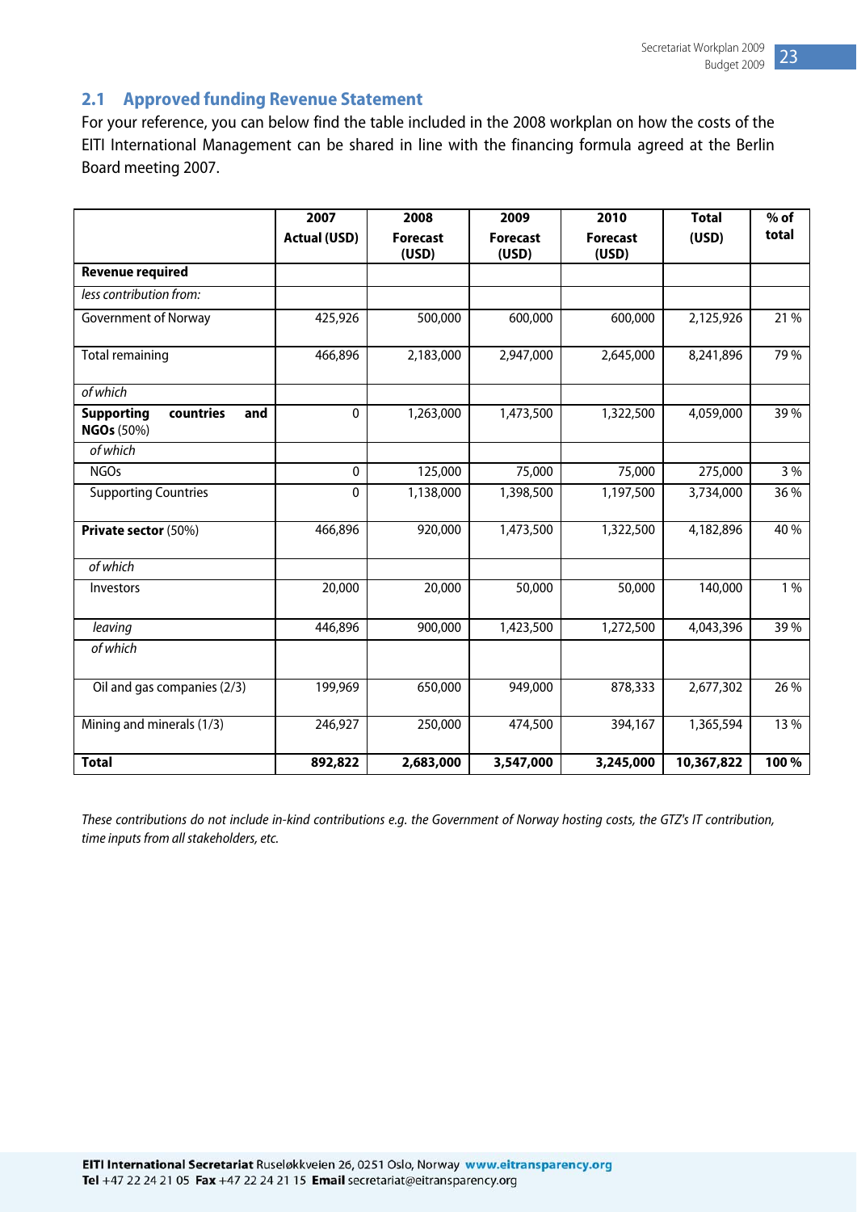## 2.1 Approved funding Revenue Statement

For your reference, you can below find the table included in the 2008 workplan on how the costs of the EITI International Management can be shared in line with the financing formula agreed at the Berlin Board meeting 2007.

| | 2007 Actual (USD) | 2008 Forecast (USD) | 2009 Forecast (USD) | 2010 Forecast (USD) | Total (USD) | % of total |
|---|---|---|---|---|---|---|
| **Revenue required** | | | | | | |
| *less contribution from:* | | | | | | |
| Government of Norway | 425,926 | 500,000 | 600,000 | 600,000 | 2,125,926 | 21 % |
| Total remaining | 466,896 | 2,183,000 | 2,947,000 | 2,645,000 | 8,241,896 | 79 % |
| *of which* | | | | | | |
| **Supporting countries and NGOs** (50%) | 0 | 1,263,000 | 1,473,500 | 1,322,500 | 4,059,000 | 39 % |
| *of which* | | | | | | |
| NGOs | 0 | 125,000 | 75,000 | 75,000 | 275,000 | 3 % |
| Supporting Countries | 0 | 1,138,000 | 1,398,500 | 1,197,500 | 3,734,000 | 36 % |
| **Private sector** (50%) | 466,896 | 920,000 | 1,473,500 | 1,322,500 | 4,182,896 | 40 % |
| *of which* | | | | | | |
| Investors | 20,000 | 20,000 | 50,000 | 50,000 | 140,000 | 1 % |
| *leaving* | 446,896 | 900,000 | 1,423,500 | 1,272,500 | 4,043,396 | 39 % |
| *of which* | | | | | | |
| Oil and gas companies (2/3) | 199,969 | 650,000 | 949,000 | 878,333 | 2,677,302 | 26 % |
| Mining and minerals (1/3) | 246,927 | 250,000 | 474,500 | 394,167 | 1,365,594 | 13 % |
| **Total** | **892,822** | **2,683,000** | **3,547,000** | **3,245,000** | **10,367,822** | **100 %** |

*These contributions do not include in-kind contributions e.g. the Government of Norway hosting costs, the GTZ's IT contribution, time inputs from all stakeholders, etc.*